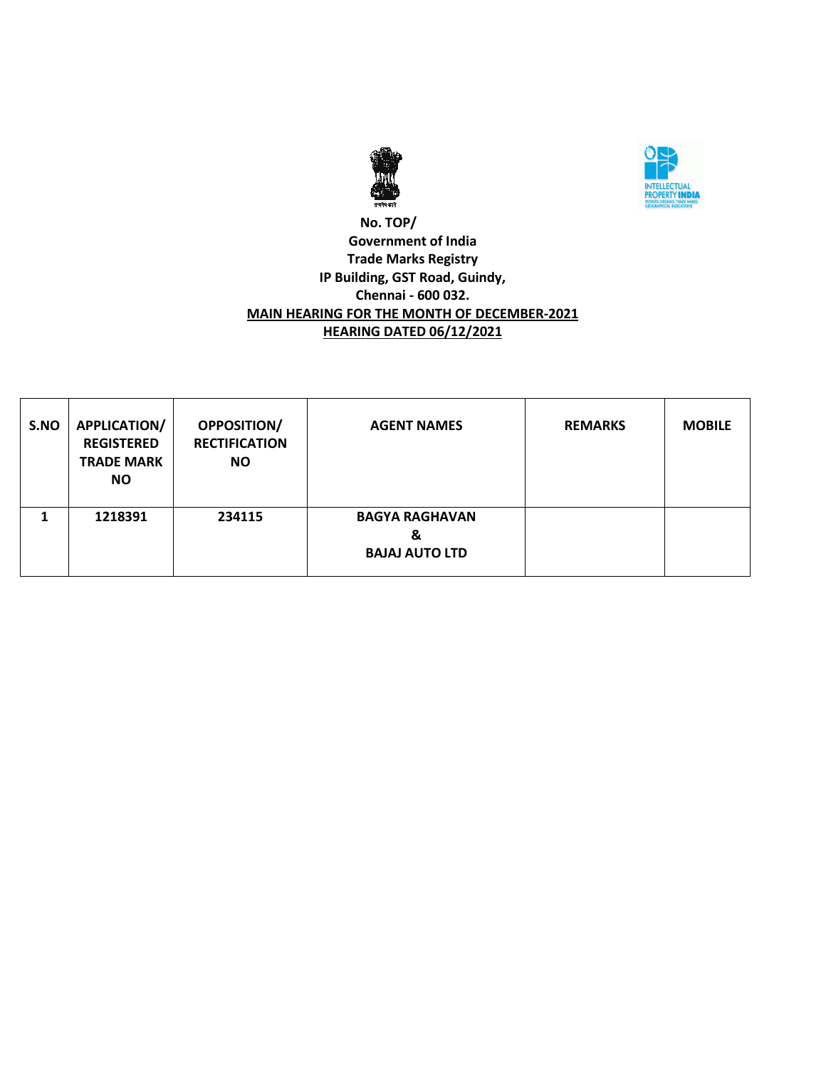No. TOP/

Government of India

Trade Marks Registry

IP Building, GST Road, Guindy,

Chennai - 600 032.

**MAIN HEARING FOR THE MONTH OF DECEMBER-2021**

**HEARING DATED 06/12/2021**

| S.NO | APPLICATION/ REGISTERED TRADE MARK NO | OPPOSITION/ RECTIFICATION NO | AGENT NAMES | REMARKS | MOBILE |
|---|---|---|---|---|---|
| 1 | 1218391 | 234115 | BAGYA RAGHAVAN & BAJAJ AUTO LTD | | |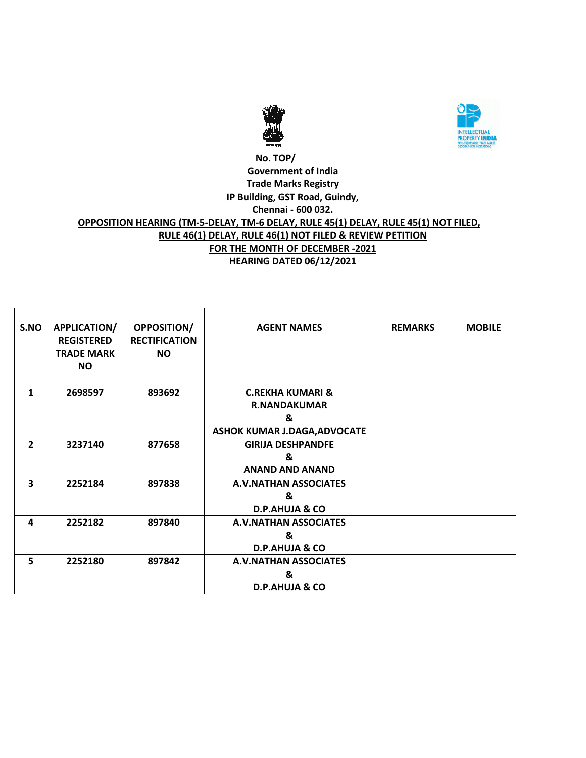No. TOP/

**Government of India**

**Trade Marks Registry**

**IP Building, GST Road, Guindy,**

**Chennai - 600 032.**

**OPPOSITION HEARING (TM-5-DELAY, TM-6 DELAY, RULE 45(1) DELAY, RULE 45(1) NOT FILED, RULE 46(1) DELAY, RULE 46(1) NOT FILED & REVIEW PETITION**

**FOR THE MONTH OF DECEMBER -2021**

**HEARING DATED 06/12/2021**

| S.NO | APPLICATION/ REGISTERED TRADE MARK NO | OPPOSITION/ RECTIFICATION NO | AGENT NAMES | REMARKS | MOBILE |
|---|---|---|---|---|---|
| 1 | 2698597 | 893692 | C.REKHA KUMARI & R.NANDAKUMAR & ASHOK KUMAR J.DAGA,ADVOCATE | | |
| 2 | 3237140 | 877658 | GIRIJA DESHPANDFE & ANAND AND ANAND | | |
| 3 | 2252184 | 897838 | A.V.NATHAN ASSOCIATES & D.P.AHUJA & CO | | |
| 4 | 2252182 | 897840 | A.V.NATHAN ASSOCIATES & D.P.AHUJA & CO | | |
| 5 | 2252180 | 897842 | A.V.NATHAN ASSOCIATES & D.P.AHUJA & CO | | |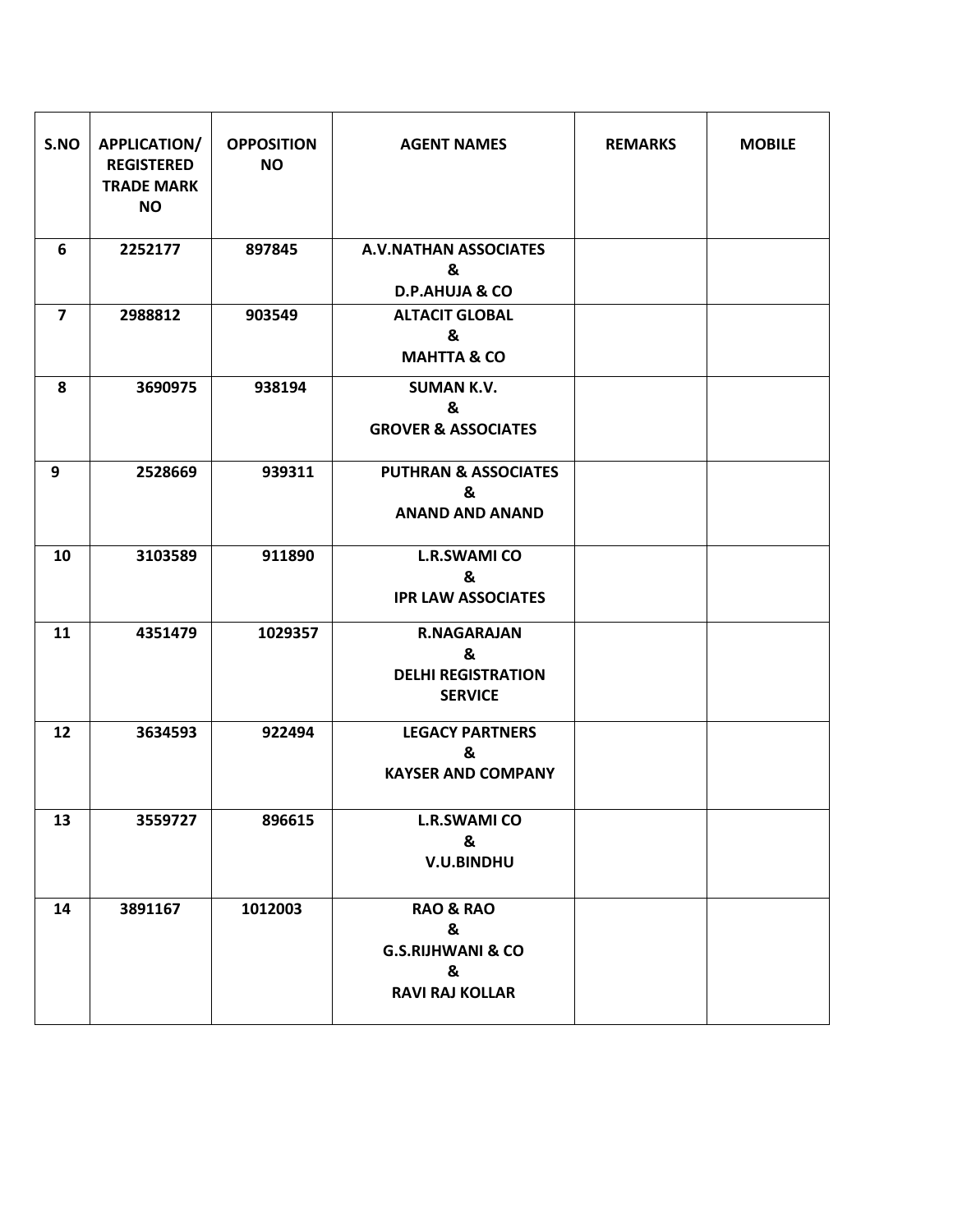| S.NO | APPLICATION/ REGISTERED TRADE MARK NO | OPPOSITION NO | AGENT NAMES | REMARKS | MOBILE |
|---|---|---|---|---|---|
| 6 | 2252177 | 897845 | A.V.NATHAN ASSOCIATES & D.P.AHUJA & CO | | |
| 7 | 2988812 | 903549 | ALTACIT GLOBAL & MAHTTA & CO | | |
| 8 | 3690975 | 938194 | SUMAN K.V. & GROVER & ASSOCIATES | | |
| 9 | 2528669 | 939311 | PUTHRAN & ASSOCIATES & ANAND AND ANAND | | |
| 10 | 3103589 | 911890 | L.R.SWAMI CO & IPR LAW ASSOCIATES | | |
| 11 | 4351479 | 1029357 | R.NAGARAJAN & DELHI REGISTRATION SERVICE | | |
| 12 | 3634593 | 922494 | LEGACY PARTNERS & KAYSER AND COMPANY | | |
| 13 | 3559727 | 896615 | L.R.SWAMI CO & V.U.BINDHU | | |
| 14 | 3891167 | 1012003 | RAO & RAO & G.S.RIJHWANI & CO & RAVI RAJ KOLLAR | | |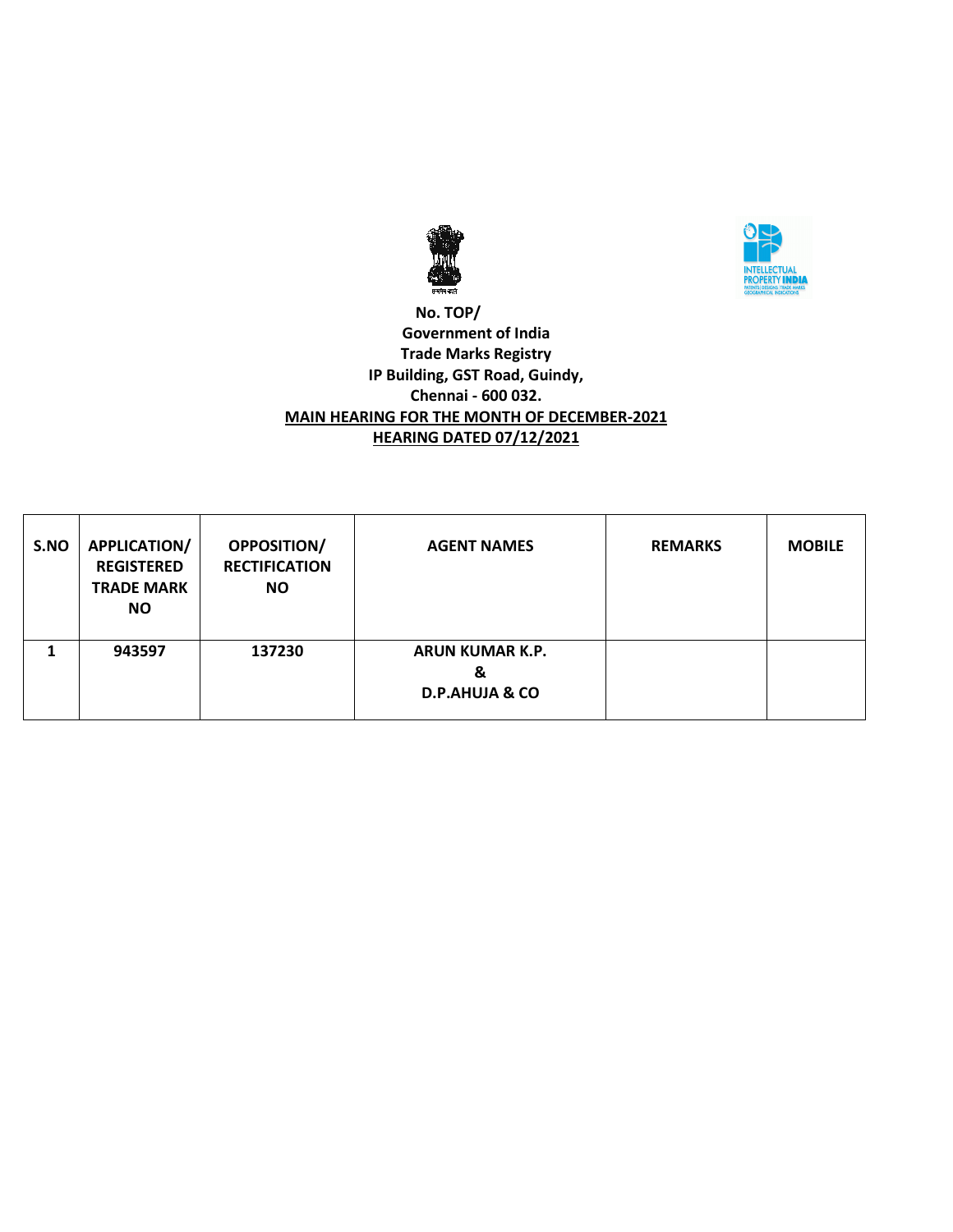No. TOP/
Government of India
Trade Marks Registry
IP Building, GST Road, Guindy,
Chennai - 600 032.

**MAIN HEARING FOR THE MONTH OF DECEMBER-2021**

**HEARING DATED 07/12/2021**

| S.NO | APPLICATION/ REGISTERED TRADE MARK NO | OPPOSITION/ RECTIFICATION NO | AGENT NAMES | REMARKS | MOBILE |
|---|---|---|---|---|---|
| 1 | 943597 | 137230 | ARUN KUMAR K.P. & D.P.AHUJA & CO | | |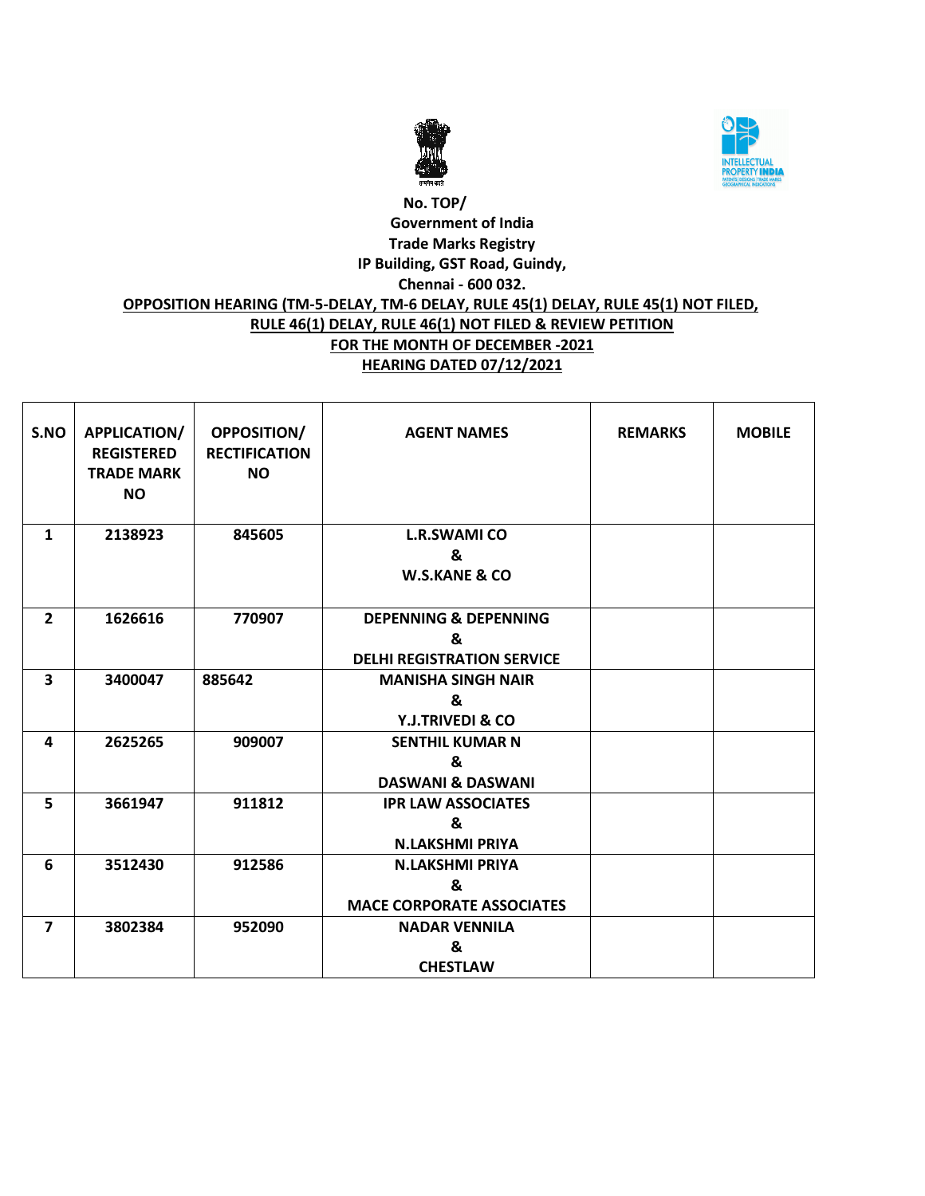No. TOP/

Government of India

Trade Marks Registry

IP Building, GST Road, Guindy,

Chennai - 600 032.

**OPPOSITION HEARING (TM-5-DELAY, TM-6 DELAY, RULE 45(1) DELAY, RULE 45(1) NOT FILED, RULE 46(1) DELAY, RULE 46(1) NOT FILED & REVIEW PETITION**

**FOR THE MONTH OF DECEMBER -2021**

**HEARING DATED 07/12/2021**

| S.NO | APPLICATION/ REGISTERED TRADE MARK NO | OPPOSITION/ RECTIFICATION NO | AGENT NAMES | REMARKS | MOBILE |
|---|---|---|---|---|---|
| 1 | 2138923 | 845605 | L.R.SWAMI CO & W.S.KANE & CO | | |
| 2 | 1626616 | 770907 | DEPENNING & DEPENNING & DELHI REGISTRATION SERVICE | | |
| 3 | 3400047 | 885642 | MANISHA SINGH NAIR & Y.J.TRIVEDI & CO | | |
| 4 | 2625265 | 909007 | SENTHIL KUMAR N & DASWANI & DASWANI | | |
| 5 | 3661947 | 911812 | IPR LAW ASSOCIATES & N.LAKSHMI PRIYA | | |
| 6 | 3512430 | 912586 | N.LAKSHMI PRIYA & MACE CORPORATE ASSOCIATES | | |
| 7 | 3802384 | 952090 | NADAR VENNILA & CHESTLAW | | |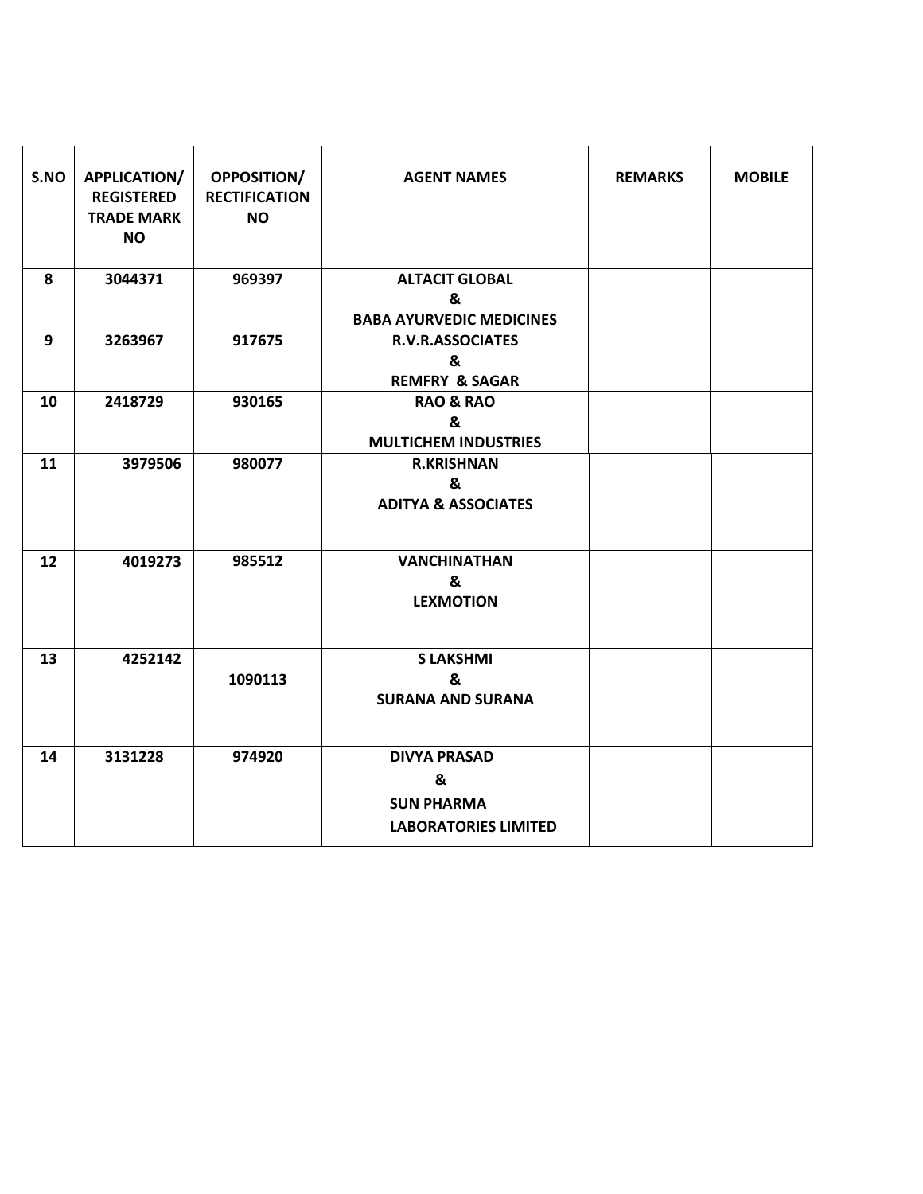| S.NO | APPLICATION/ REGISTERED TRADE MARK NO | OPPOSITION/ RECTIFICATION NO | AGENT NAMES | REMARKS | MOBILE |
|---|---|---|---|---|---|
| 8 | 3044371 | 969397 | ALTACIT GLOBAL & BABA AYURVEDIC MEDICINES | | |
| 9 | 3263967 | 917675 | R.V.R.ASSOCIATES & REMFRY & SAGAR | | |
| 10 | 2418729 | 930165 | RAO & RAO & MULTICHEM INDUSTRIES | | |
| 11 | 3979506 | 980077 | R.KRISHNAN & ADITYA & ASSOCIATES | | |
| 12 | 4019273 | 985512 | VANCHINATHAN & LEXMOTION | | |
| 13 | 4252142 | 1090113 | S LAKSHMI & SURANA AND SURANA | | |
| 14 | 3131228 | 974920 | DIVYA PRASAD & SUN PHARMA LABORATORIES LIMITED | | |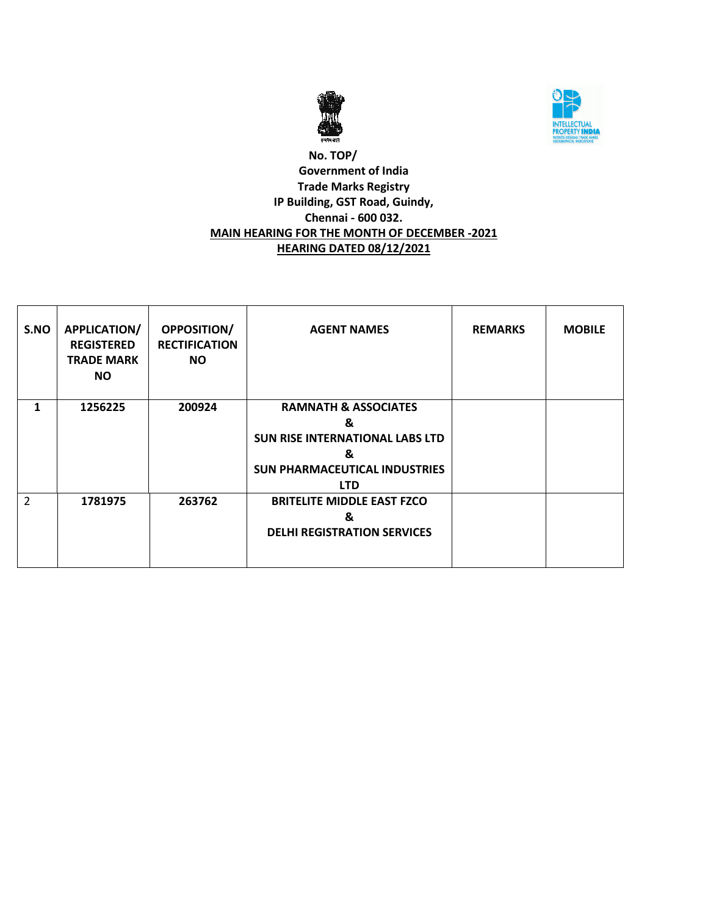No. TOP/

Government of India

Trade Marks Registry

IP Building, GST Road, Guindy,

Chennai - 600 032.

**MAIN HEARING FOR THE MONTH OF DECEMBER -2021**

**HEARING DATED 08/12/2021**

| S.NO | APPLICATION/ REGISTERED TRADE MARK NO | OPPOSITION/ RECTIFICATION NO | AGENT NAMES | REMARKS | MOBILE |
|---|---|---|---|---|---|
| 1 | 1256225 | 200924 | RAMNATH & ASSOCIATES & SUN RISE INTERNATIONAL LABS LTD & SUN PHARMACEUTICAL INDUSTRIES LTD | | |
| 2 | 1781975 | 263762 | BRITELITE MIDDLE EAST FZCO & DELHI REGISTRATION SERVICES | | |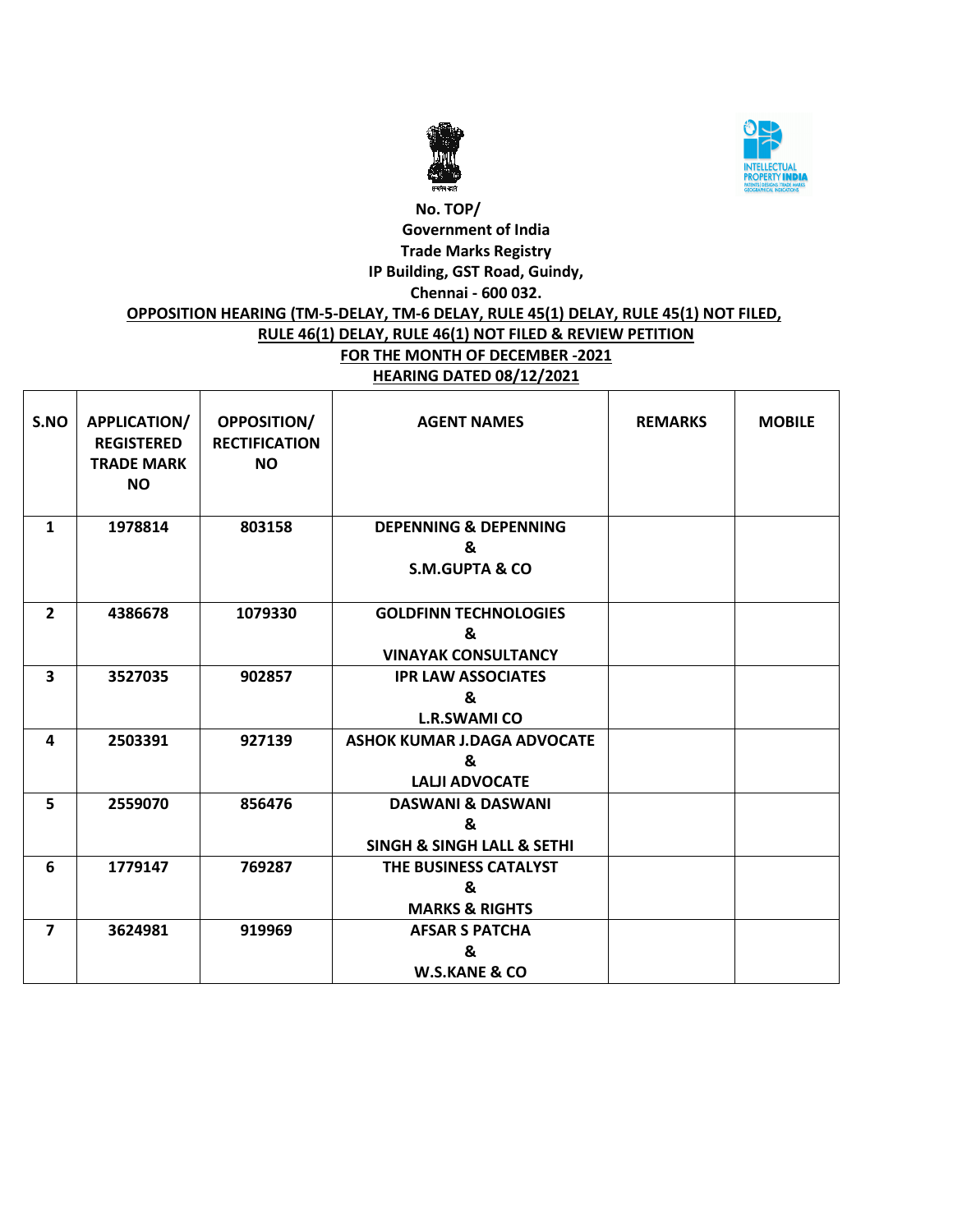No. TOP/

Government of India

Trade Marks Registry

IP Building, GST Road, Guindy,

Chennai - 600 032.

**OPPOSITION HEARING (TM-5-DELAY, TM-6 DELAY, RULE 45(1) DELAY, RULE 45(1) NOT FILED, RULE 46(1) DELAY, RULE 46(1) NOT FILED & REVIEW PETITION**

**FOR THE MONTH OF DECEMBER -2021**

**HEARING DATED 08/12/2021**

| S.NO | APPLICATION/ REGISTERED TRADE MARK NO | OPPOSITION/ RECTIFICATION NO | AGENT NAMES | REMARKS | MOBILE |
|---|---|---|---|---|---|
| 1 | 1978814 | 803158 | DEPENNING & DEPENNING & S.M.GUPTA & CO | | |
| 2 | 4386678 | 1079330 | GOLDFINN TECHNOLOGIES & VINAYAK CONSULTANCY | | |
| 3 | 3527035 | 902857 | IPR LAW ASSOCIATES & L.R.SWAMI CO | | |
| 4 | 2503391 | 927139 | ASHOK KUMAR J.DAGA ADVOCATE & LALJI ADVOCATE | | |
| 5 | 2559070 | 856476 | DASWANI & DASWANI & SINGH & SINGH LALL & SETHI | | |
| 6 | 1779147 | 769287 | THE BUSINESS CATALYST & MARKS & RIGHTS | | |
| 7 | 3624981 | 919969 | AFSAR S PATCHA & W.S.KANE & CO | | |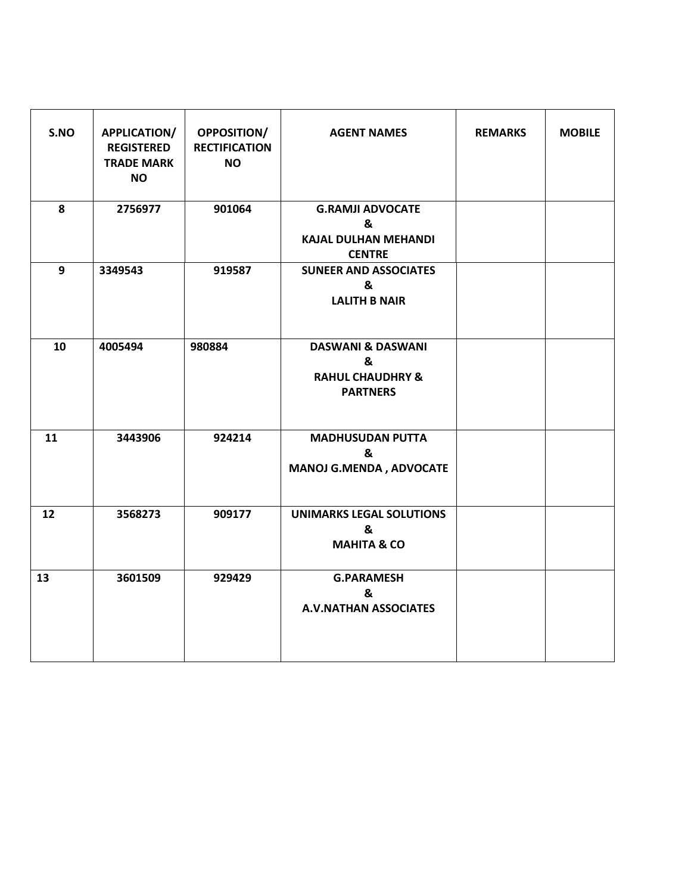| S.NO | APPLICATION/ REGISTERED TRADE MARK NO | OPPOSITION/ RECTIFICATION NO | AGENT NAMES | REMARKS | MOBILE |
|---|---|---|---|---|---|
| 8 | 2756977 | 901064 | G.RAMJI ADVOCATE & KAJAL DULHAN MEHANDI CENTRE | | |
| 9 | 3349543 | 919587 | SUNEER AND ASSOCIATES & LALITH B NAIR | | |
| 10 | 4005494 | 980884 | DASWANI & DASWANI & RAHUL CHAUDHRY & PARTNERS | | |
| 11 | 3443906 | 924214 | MADHUSUDAN PUTTA & MANOJ G.MENDA , ADVOCATE | | |
| 12 | 3568273 | 909177 | UNIMARKS LEGAL SOLUTIONS & MAHITA & CO | | |
| 13 | 3601509 | 929429 | G.PARAMESH & A.V.NATHAN ASSOCIATES | | |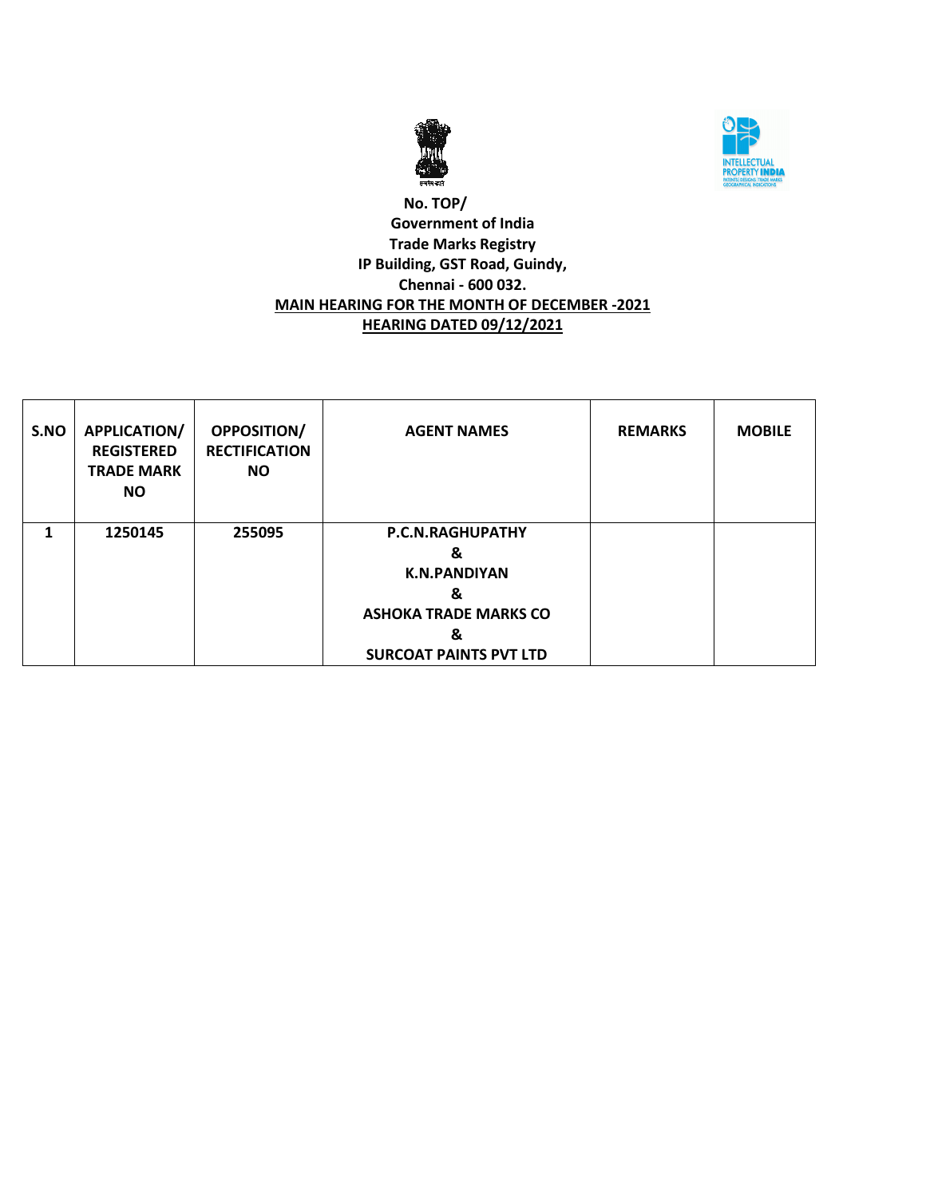No. TOP/

Government of India

Trade Marks Registry

IP Building, GST Road, Guindy,

Chennai - 600 032.

**MAIN HEARING FOR THE MONTH OF DECEMBER -2021**

**HEARING DATED 09/12/2021**

| S.NO | APPLICATION/ REGISTERED TRADE MARK NO | OPPOSITION/ RECTIFICATION NO | AGENT NAMES | REMARKS | MOBILE |
|---|---|---|---|---|---|
| 1 | 1250145 | 255095 | P.C.N.RAGHUPATHY & K.N.PANDIYAN & ASHOKA TRADE MARKS CO & SURCOAT PAINTS PVT LTD | | |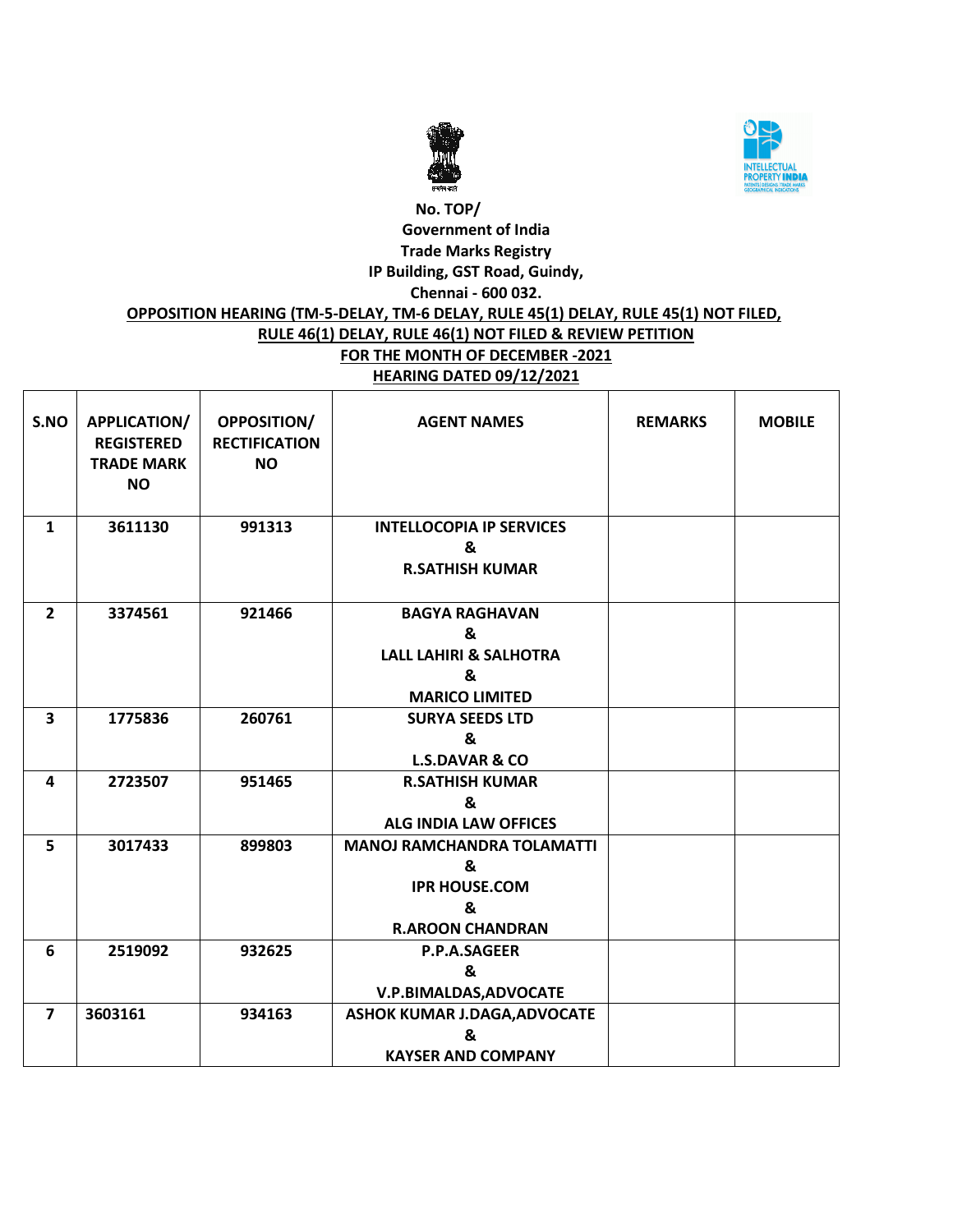No. TOP/

Government of India

Trade Marks Registry

IP Building, GST Road, Guindy,

Chennai - 600 032.

**OPPOSITION HEARING (TM-5-DELAY, TM-6 DELAY, RULE 45(1) DELAY, RULE 45(1) NOT FILED, RULE 46(1) DELAY, RULE 46(1) NOT FILED & REVIEW PETITION**

**FOR THE MONTH OF DECEMBER -2021**

**HEARING DATED 09/12/2021**

| S.NO | APPLICATION/ REGISTERED TRADE MARK NO | OPPOSITION/ RECTIFICATION NO | AGENT NAMES | REMARKS | MOBILE |
|---|---|---|---|---|---|
| 1 | 3611130 | 991313 | INTELLOCOPIA IP SERVICES & R.SATHISH KUMAR | | |
| 2 | 3374561 | 921466 | BAGYA RAGHAVAN & LALL LAHIRI & SALHOTRA & MARICO LIMITED | | |
| 3 | 1775836 | 260761 | SURYA SEEDS LTD & L.S.DAVAR & CO | | |
| 4 | 2723507 | 951465 | R.SATHISH KUMAR & ALG INDIA LAW OFFICES | | |
| 5 | 3017433 | 899803 | MANOJ RAMCHANDRA TOLAMATTI & IPR HOUSE.COM & R.AROON CHANDRAN | | |
| 6 | 2519092 | 932625 | P.P.A.SAGEER & V.P.BIMALDAS,ADVOCATE | | |
| 7 | 3603161 | 934163 | ASHOK KUMAR J.DAGA,ADVOCATE & KAYSER AND COMPANY | | |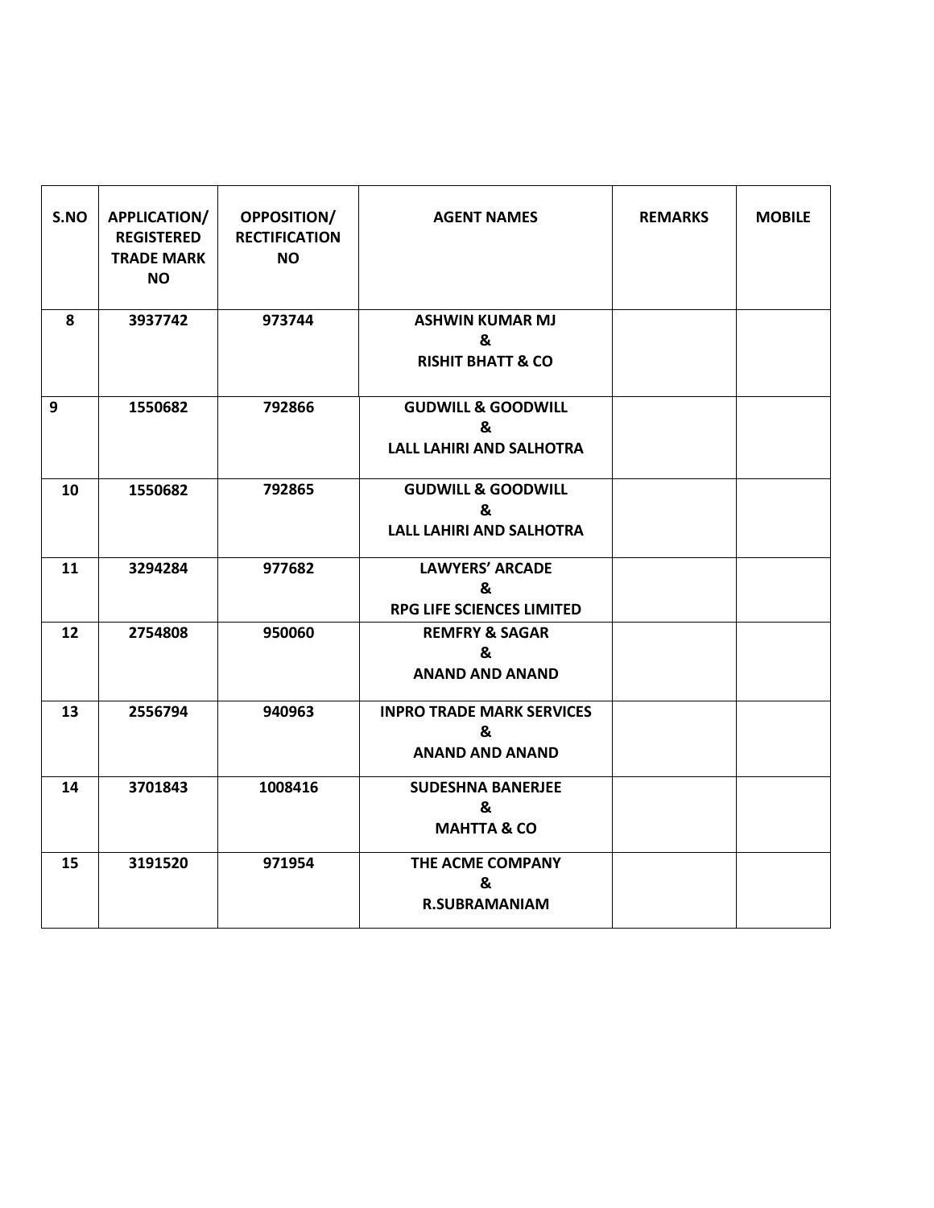| S.NO | APPLICATION/ REGISTERED TRADE MARK NO | OPPOSITION/ RECTIFICATION NO | AGENT NAMES | REMARKS | MOBILE |
|---|---|---|---|---|---|
| 8 | 3937742 | 973744 | ASHWIN KUMAR MJ & RISHIT BHATT & CO | | |
| 9 | 1550682 | 792866 | GUDWILL & GOODWILL & LALL LAHIRI AND SALHOTRA | | |
| 10 | 1550682 | 792865 | GUDWILL & GOODWILL & LALL LAHIRI AND SALHOTRA | | |
| 11 | 3294284 | 977682 | LAWYERS' ARCADE & RPG LIFE SCIENCES LIMITED | | |
| 12 | 2754808 | 950060 | REMFRY & SAGAR & ANAND AND ANAND | | |
| 13 | 2556794 | 940963 | INPRO TRADE MARK SERVICES & ANAND AND ANAND | | |
| 14 | 3701843 | 1008416 | SUDESHNA BANERJEE & MAHTTA & CO | | |
| 15 | 3191520 | 971954 | THE ACME COMPANY & R.SUBRAMANIAM | | |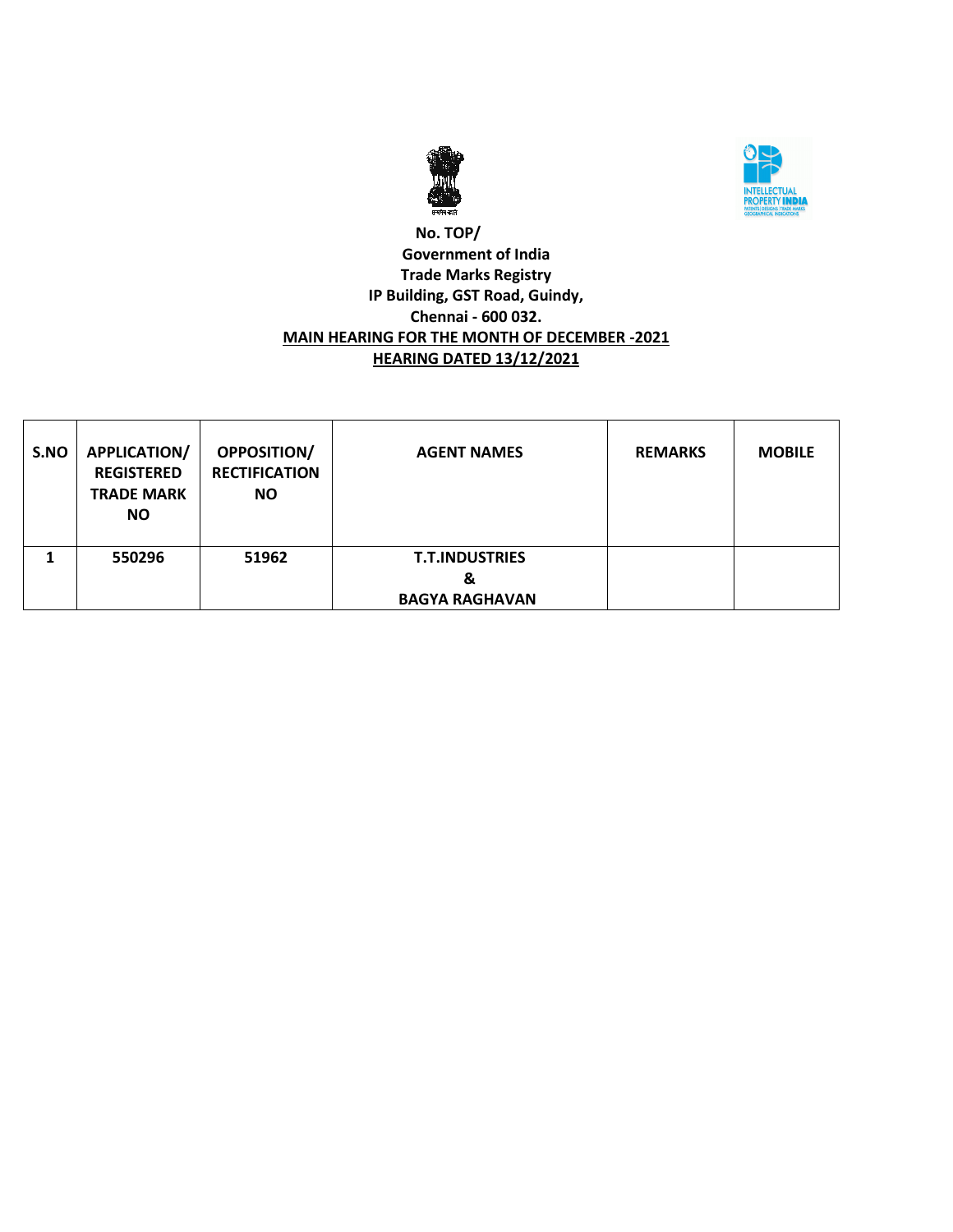No. TOP/

Government of India

Trade Marks Registry

IP Building, GST Road, Guindy,

Chennai - 600 032.

**MAIN HEARING FOR THE MONTH OF DECEMBER -2021**

**HEARING DATED 13/12/2021**

| S.NO | APPLICATION/ REGISTERED TRADE MARK NO | OPPOSITION/ RECTIFICATION NO | AGENT NAMES | REMARKS | MOBILE |
|---|---|---|---|---|---|
| 1 | 550296 | 51962 | T.T.INDUSTRIES & BAGYA RAGHAVAN | | |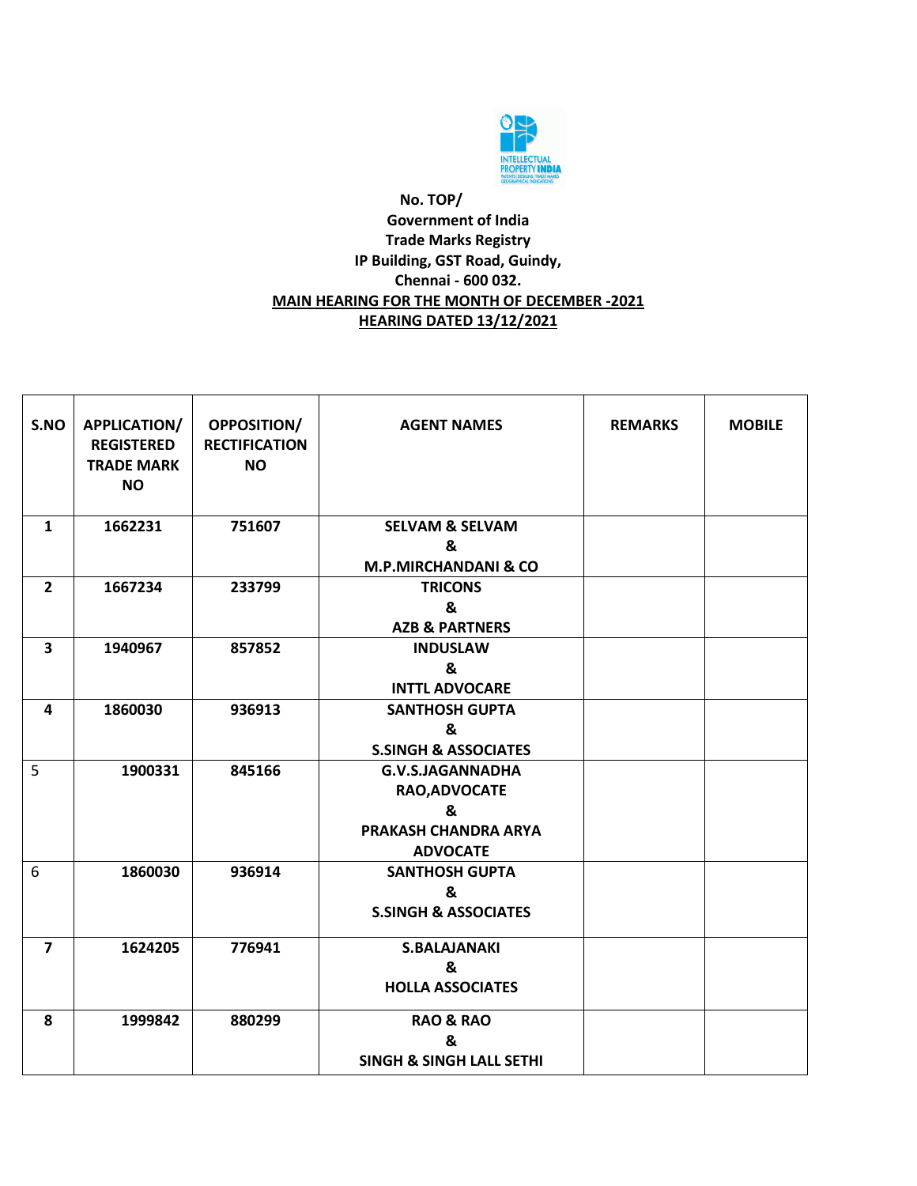No. TOP/

Government of India

Trade Marks Registry

IP Building, GST Road, Guindy,

Chennai - 600 032.

**MAIN HEARING FOR THE MONTH OF DECEMBER -2021**

**HEARING DATED 13/12/2021**

| S.NO | APPLICATION/ REGISTERED TRADE MARK NO | OPPOSITION/ RECTIFICATION NO | AGENT NAMES | REMARKS | MOBILE |
|---|---|---|---|---|---|
| 1 | 1662231 | 751607 | SELVAM & SELVAM & M.P.MIRCHANDANI & CO | | |
| 2 | 1667234 | 233799 | TRICONS & AZB & PARTNERS | | |
| 3 | 1940967 | 857852 | INDUSLAW & INTTL ADVOCARE | | |
| 4 | 1860030 | 936913 | SANTHOSH GUPTA & S.SINGH & ASSOCIATES | | |
| 5 | 1900331 | 845166 | G.V.S.JAGANNADHA RAO,ADVOCATE & PRAKASH CHANDRA ARYA ADVOCATE | | |
| 6 | 1860030 | 936914 | SANTHOSH GUPTA & S.SINGH & ASSOCIATES | | |
| 7 | 1624205 | 776941 | S.BALAJANAKI & HOLLA ASSOCIATES | | |
| 8 | 1999842 | 880299 | RAO & RAO & SINGH & SINGH LALL SETHI | | |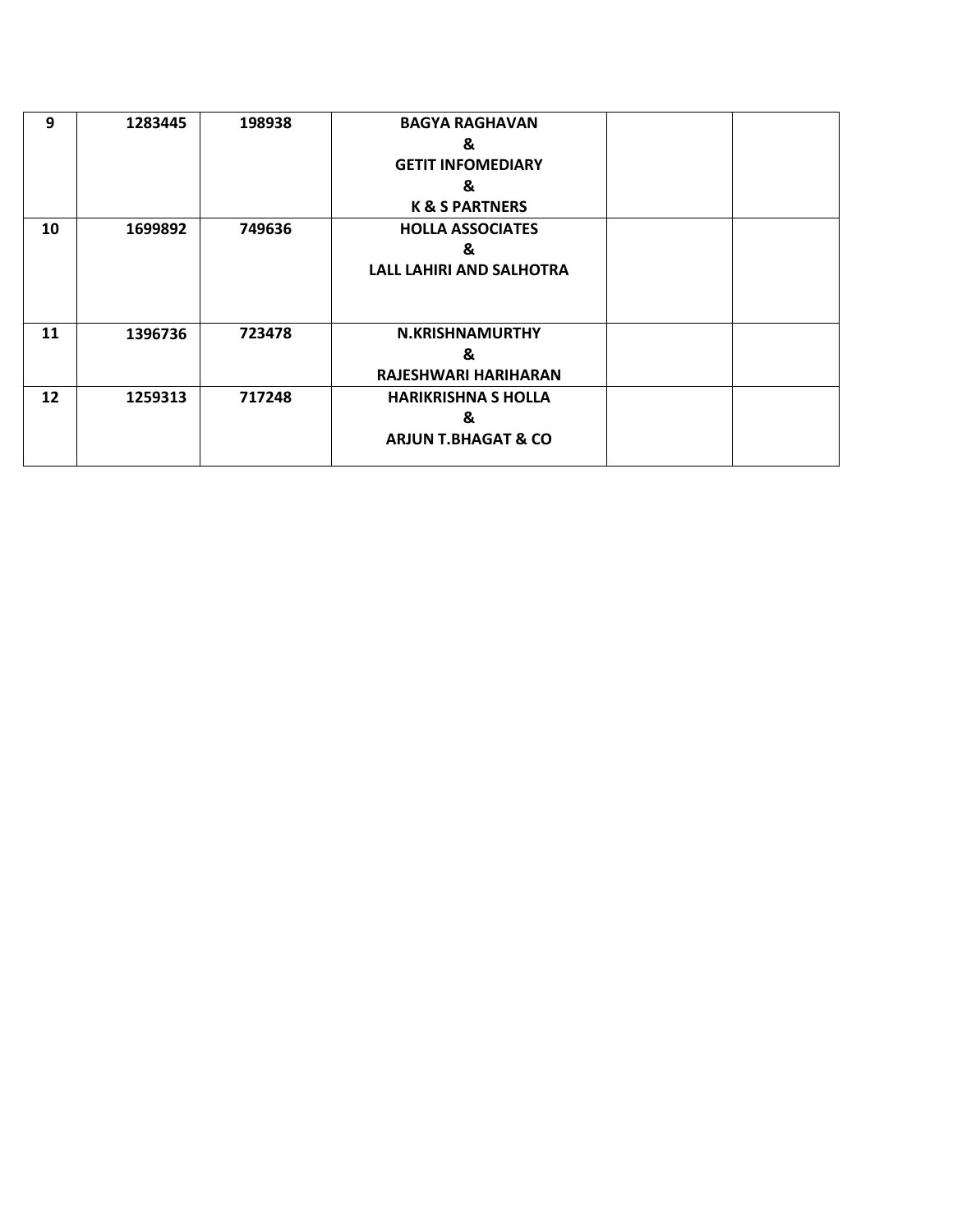| 9 | 1283445 | 198938 | **BAGYA RAGHAVAN**<br>**&**<br>**GETIT INFOMEDIARY**<br>**&**<br>**K & S PARTNERS** | | |
|---|---|---|---|---|---|
| 10 | 1699892 | 749636 | **HOLLA ASSOCIATES**<br>**&**<br>**LALL LAHIRI AND SALHOTRA** | | |
| 11 | 1396736 | 723478 | **N.KRISHNAMURTHY**<br>**&**<br>**RAJESHWARI HARIHARAN** | | |
| 12 | 1259313 | 717248 | **HARIKRISHNA S HOLLA**<br>**&**<br>**ARJUN T.BHAGAT & CO** | | |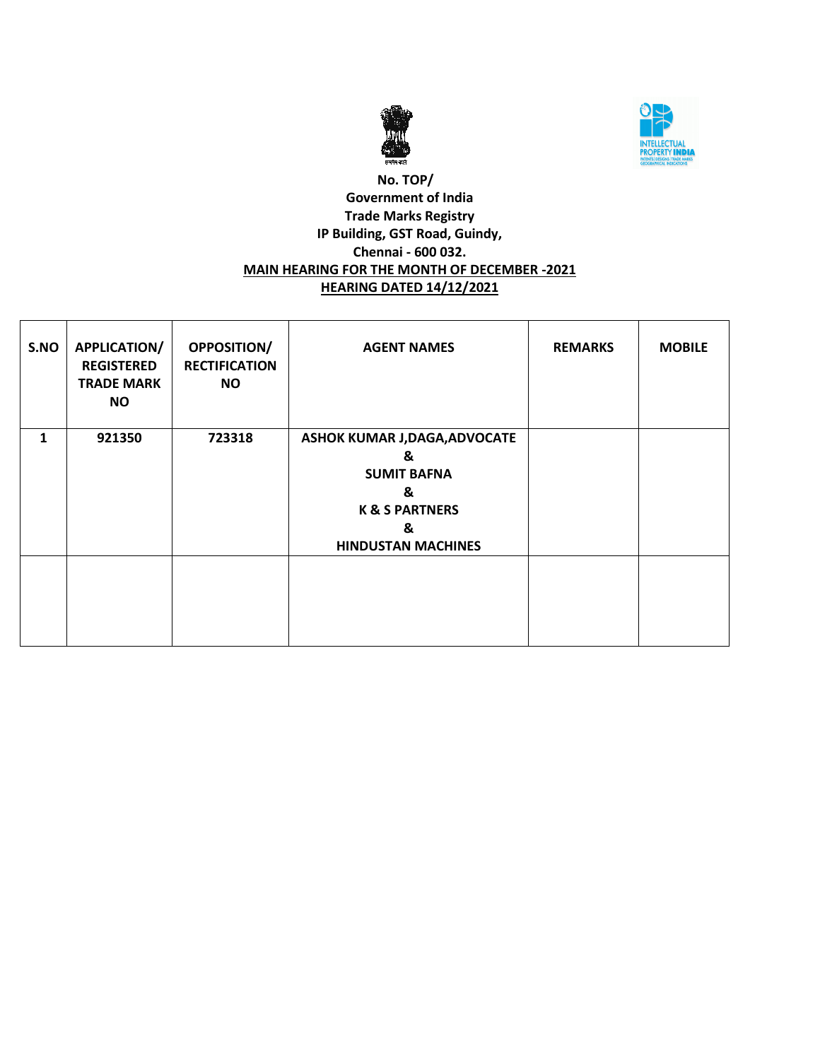**No. TOP/**
**Government of India**
**Trade Marks Registry**
**IP Building, GST Road, Guindy,**
**Chennai - 600 032.**

**MAIN HEARING FOR THE MONTH OF DECEMBER -2021**

**HEARING DATED 14/12/2021**

| S.NO | APPLICATION/ REGISTERED TRADE MARK NO | OPPOSITION/ RECTIFICATION NO | AGENT NAMES | REMARKS | MOBILE |
|---|---|---|---|---|---|
| 1 | 921350 | 723318 | ASHOK KUMAR J,DAGA,ADVOCATE & SUMIT BAFNA & K & S PARTNERS & HINDUSTAN MACHINES | | |
| | | | | | |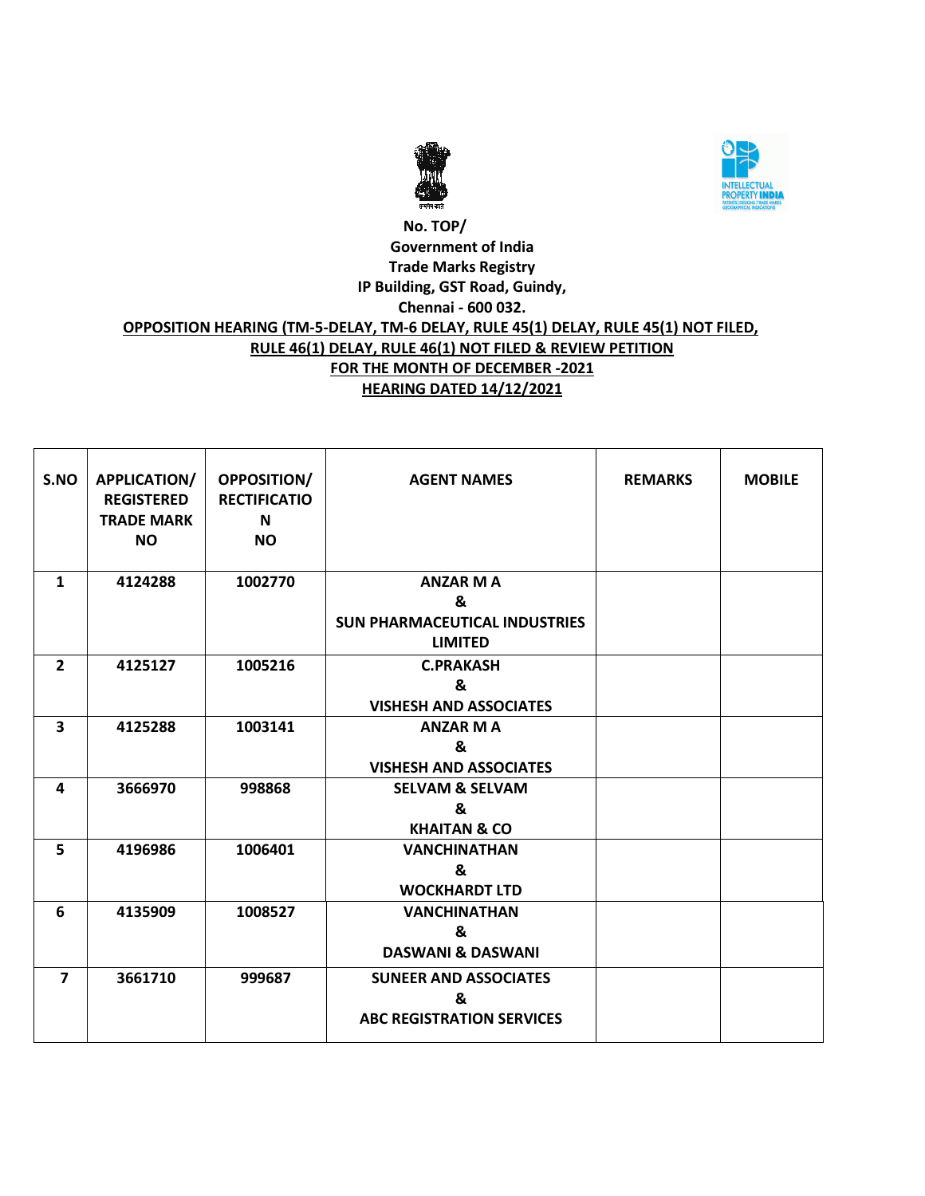No. TOP/

**Government of India**
**Trade Marks Registry**
**IP Building, GST Road, Guindy,**
**Chennai - 600 032.**

**OPPOSITION HEARING (TM-5-DELAY, TM-6 DELAY, RULE 45(1) DELAY, RULE 45(1) NOT FILED, RULE 46(1) DELAY, RULE 46(1) NOT FILED & REVIEW PETITION**

**FOR THE MONTH OF DECEMBER -2021**

**HEARING DATED 14/12/2021**

| S.NO | APPLICATION/ REGISTERED TRADE MARK NO | OPPOSITION/ RECTIFICATION NO | AGENT NAMES | REMARKS | MOBILE |
|---|---|---|---|---|---|
| 1 | 4124288 | 1002770 | ANZAR M A & SUN PHARMACEUTICAL INDUSTRIES LIMITED | | |
| 2 | 4125127 | 1005216 | C.PRAKASH & VISHESH AND ASSOCIATES | | |
| 3 | 4125288 | 1003141 | ANZAR M A & VISHESH AND ASSOCIATES | | |
| 4 | 3666970 | 998868 | SELVAM & SELVAM & KHAITAN & CO | | |
| 5 | 4196986 | 1006401 | VANCHINATHAN & WOCKHARDT LTD | | |
| 6 | 4135909 | 1008527 | VANCHINATHAN & DASWANI & DASWANI | | |
| 7 | 3661710 | 999687 | SUNEER AND ASSOCIATES & ABC REGISTRATION SERVICES | | |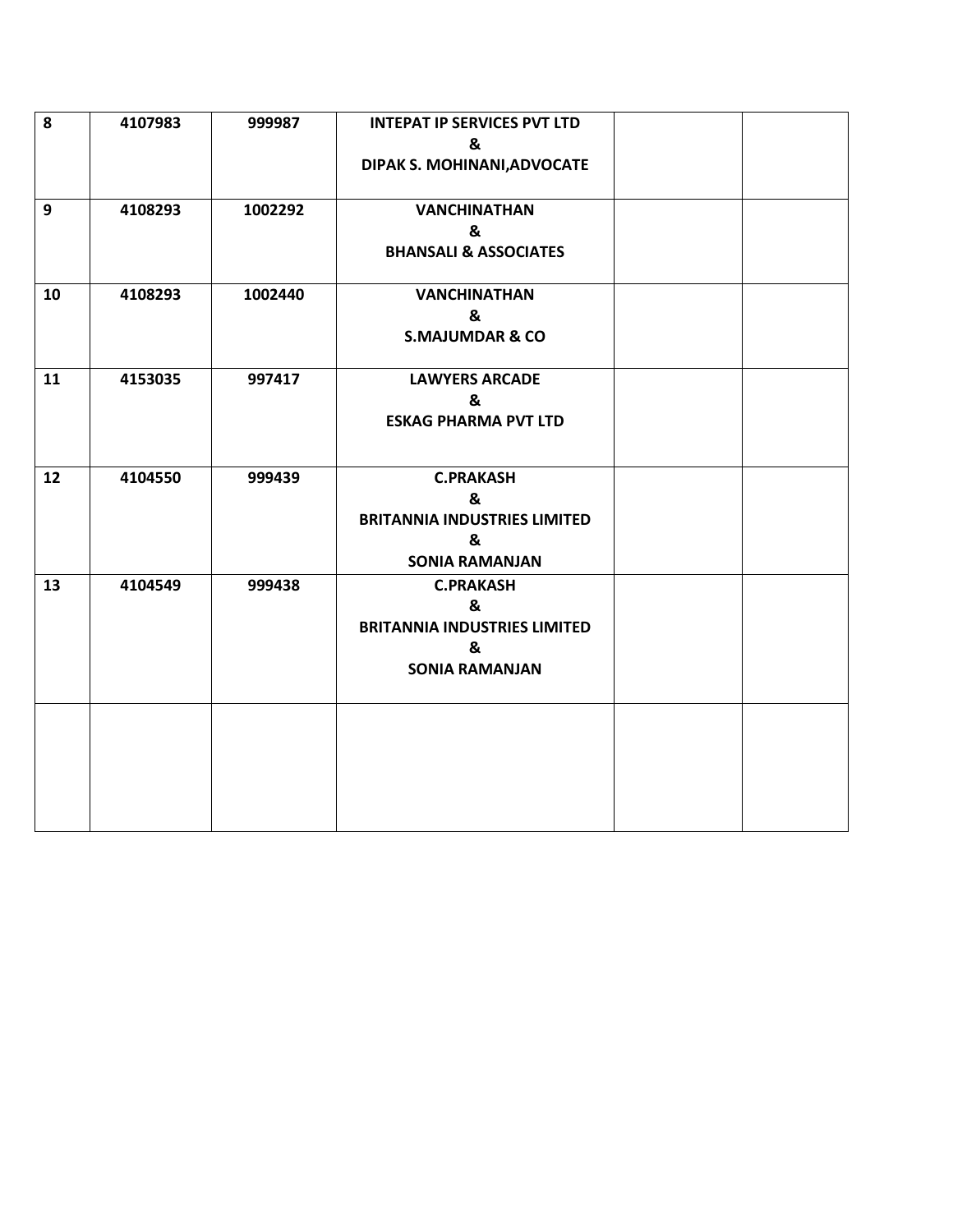| | | | | | |
|---|---|---|---|---|---|
| **8** | **4107983** | **999987** | **INTEPAT IP SERVICES PVT LTD**<br>**&**<br>**DIPAK S. MOHINANI,ADVOCATE** | | |
| **9** | **4108293** | **1002292** | **VANCHINATHAN**<br>**&**<br>**BHANSALI & ASSOCIATES** | | |
| **10** | **4108293** | **1002440** | **VANCHINATHAN**<br>**&**<br>**S.MAJUMDAR & CO** | | |
| **11** | **4153035** | **997417** | **LAWYERS ARCADE**<br>**&**<br>**ESKAG PHARMA PVT LTD** | | |
| **12** | **4104550** | **999439** | **C.PRAKASH**<br>**&**<br>**BRITANNIA INDUSTRIES LIMITED**<br>**&**<br>**SONIA RAMANJAN** | | |
| **13** | **4104549** | **999438** | **C.PRAKASH**<br>**&**<br>**BRITANNIA INDUSTRIES LIMITED**<br>**&**<br>**SONIA RAMANJAN** | | |
| | | | | | |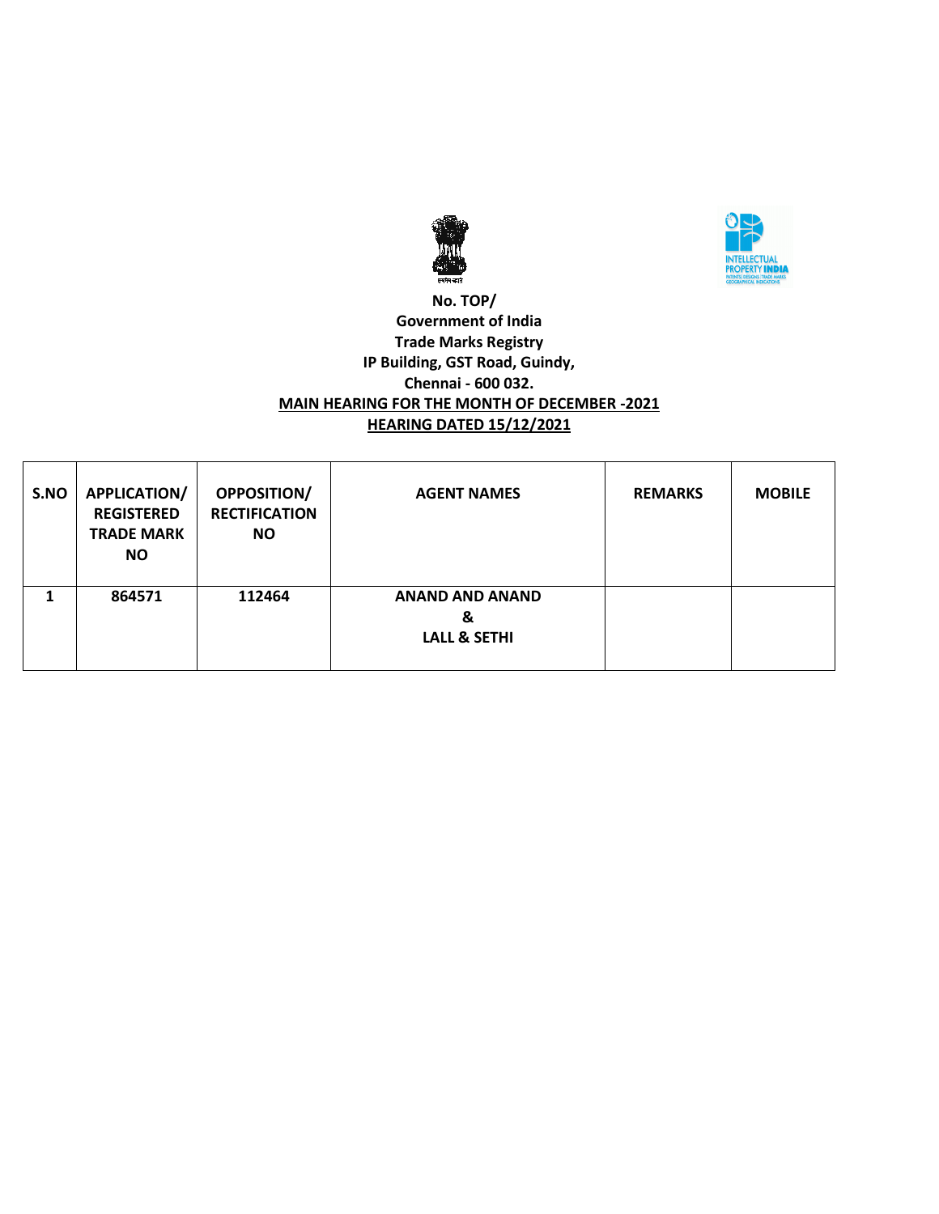**No. TOP/**
**Government of India**
**Trade Marks Registry**
**IP Building, GST Road, Guindy,**
**Chennai - 600 032.**

**MAIN HEARING FOR THE MONTH OF DECEMBER -2021**

**HEARING DATED 15/12/2021**

| S.NO | APPLICATION/ REGISTERED TRADE MARK NO | OPPOSITION/ RECTIFICATION NO | AGENT NAMES | REMARKS | MOBILE |
|---|---|---|---|---|---|
| 1 | 864571 | 112464 | ANAND AND ANAND & LALL & SETHI | | |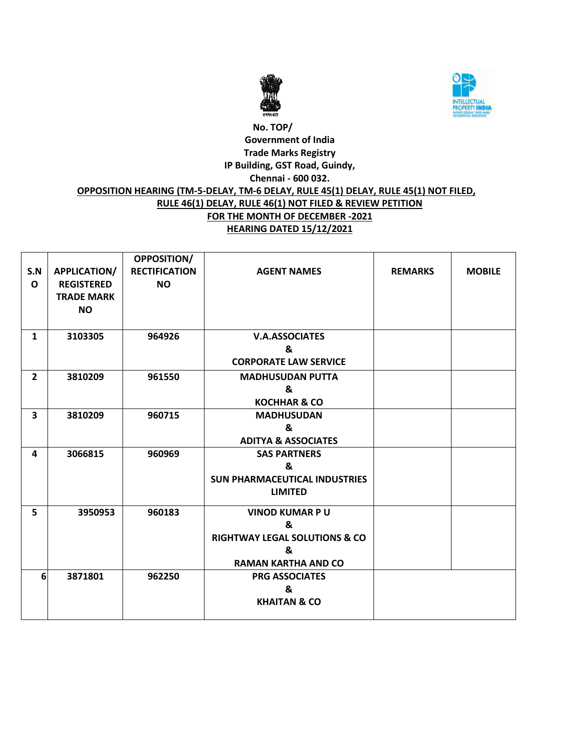No. TOP/

Government of India

Trade Marks Registry

IP Building, GST Road, Guindy,

Chennai - 600 032.

**OPPOSITION HEARING (TM-5-DELAY, TM-6 DELAY, RULE 45(1) DELAY, RULE 45(1) NOT FILED, RULE 46(1) DELAY, RULE 46(1) NOT FILED & REVIEW PETITION**

**FOR THE MONTH OF DECEMBER -2021**

**HEARING DATED 15/12/2021**

| S.NO | APPLICATION/ REGISTERED TRADE MARK NO | OPPOSITION/ RECTIFICATION NO | AGENT NAMES | REMARKS | MOBILE |
|---|---|---|---|---|---|
| 1 | 3103305 | 964926 | V.A.ASSOCIATES & CORPORATE LAW SERVICE | | |
| 2 | 3810209 | 961550 | MADHUSUDAN PUTTA & KOCHHAR & CO | | |
| 3 | 3810209 | 960715 | MADHUSUDAN & ADITYA & ASSOCIATES | | |
| 4 | 3066815 | 960969 | SAS PARTNERS & SUN PHARMACEUTICAL INDUSTRIES LIMITED | | |
| 5 | 3950953 | 960183 | VINOD KUMAR P U & RIGHTWAY LEGAL SOLUTIONS & CO & RAMAN KARTHA AND CO | | |
| 6 | 3871801 | 962250 | PRG ASSOCIATES & KHAITAN & CO | | |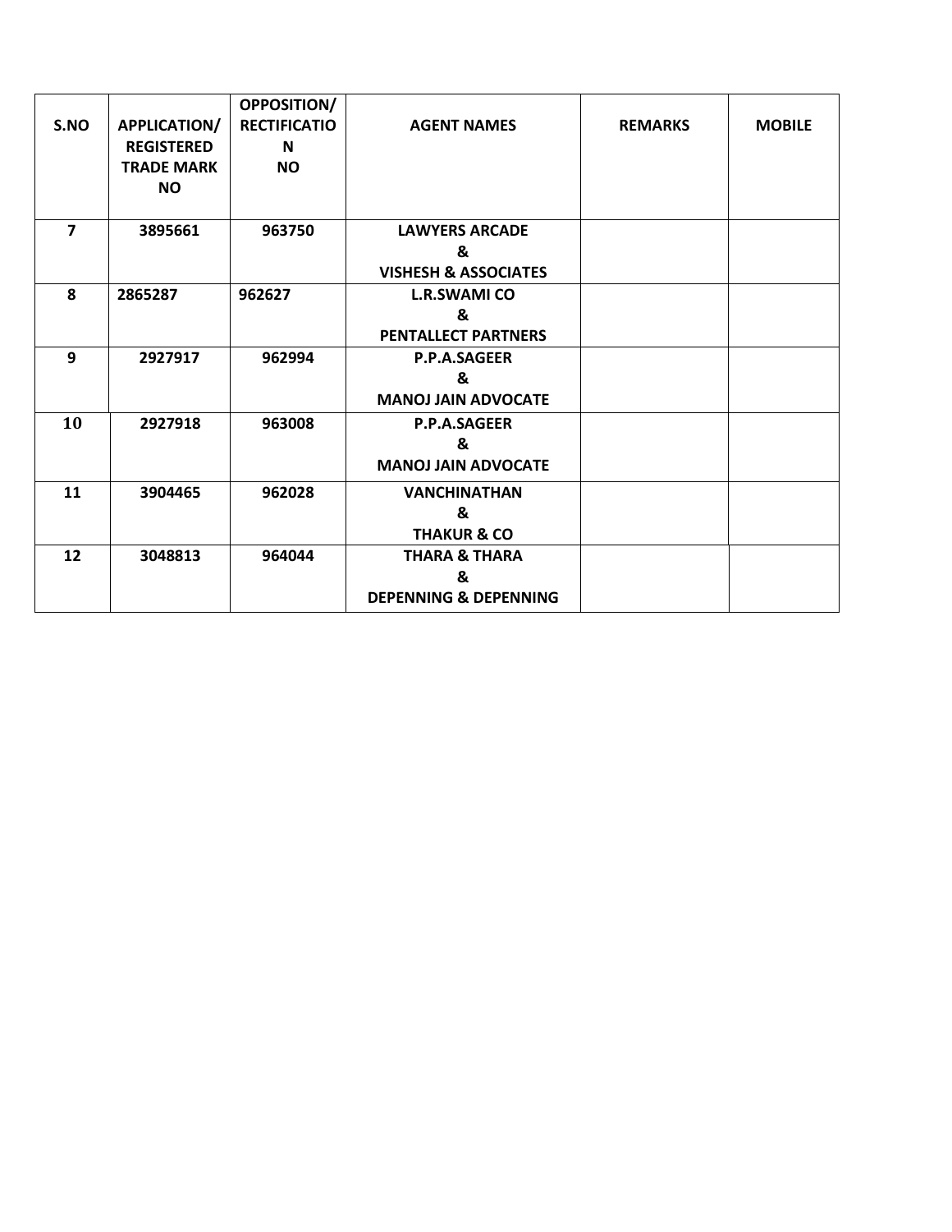| S.NO | APPLICATION/ REGISTERED TRADE MARK NO | OPPOSITION/ RECTIFICATION NO | AGENT NAMES | REMARKS | MOBILE |
|---|---|---|---|---|---|
| 7 | 3895661 | 963750 | LAWYERS ARCADE & VISHESH & ASSOCIATES | | |
| 8 | 2865287 | 962627 | L.R.SWAMI CO & PENTALLECT PARTNERS | | |
| 9 | 2927917 | 962994 | P.P.A.SAGEER & MANOJ JAIN ADVOCATE | | |
| 10 | 2927918 | 963008 | P.P.A.SAGEER & MANOJ JAIN ADVOCATE | | |
| 11 | 3904465 | 962028 | VANCHINATHAN & THAKUR & CO | | |
| 12 | 3048813 | 964044 | THARA & THARA & DEPENNING & DEPENNING | | |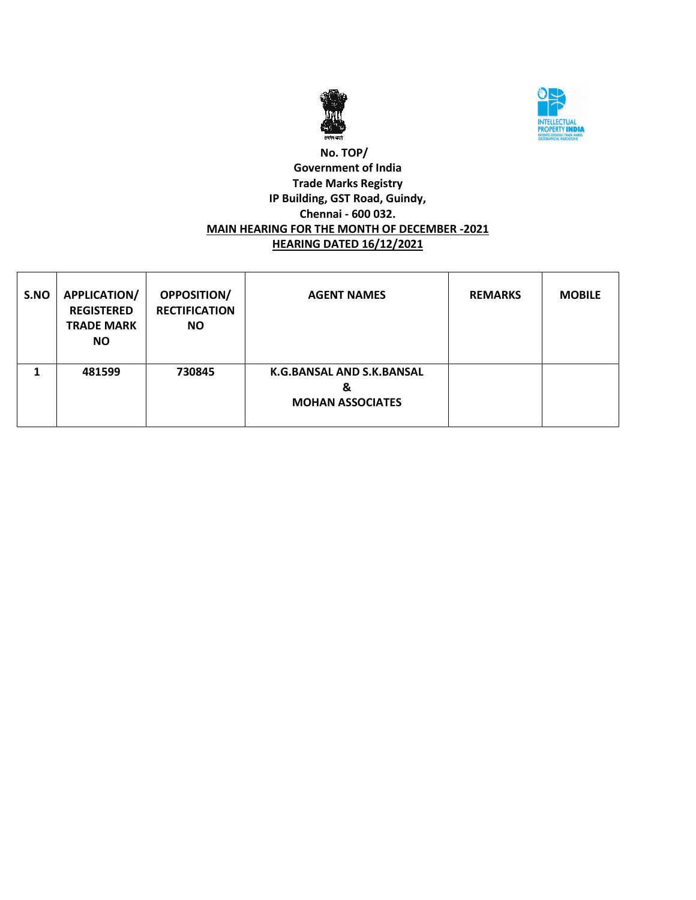**No. TOP/**
**Government of India**
**Trade Marks Registry**
**IP Building, GST Road, Guindy,**
**Chennai - 600 032.**

**MAIN HEARING FOR THE MONTH OF DECEMBER -2021**

**HEARING DATED 16/12/2021**

| S.NO | APPLICATION/ REGISTERED TRADE MARK NO | OPPOSITION/ RECTIFICATION NO | AGENT NAMES | REMARKS | MOBILE |
|---|---|---|---|---|---|
| 1 | 481599 | 730845 | K.G.BANSAL AND S.K.BANSAL & MOHAN ASSOCIATES | | |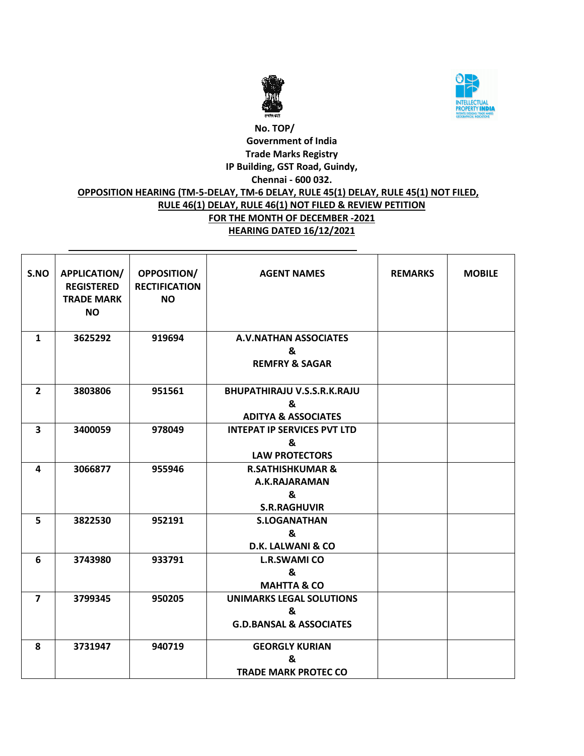No. TOP/
Government of India
Trade Marks Registry
IP Building, GST Road, Guindy,
Chennai - 600 032.

**OPPOSITION HEARING (TM-5-DELAY, TM-6 DELAY, RULE 45(1) DELAY, RULE 45(1) NOT FILED, RULE 46(1) DELAY, RULE 46(1) NOT FILED & REVIEW PETITION**

**FOR THE MONTH OF DECEMBER -2021**

**HEARING DATED 16/12/2021**

| S.NO | APPLICATION/ REGISTERED TRADE MARK NO | OPPOSITION/ RECTIFICATION NO | AGENT NAMES | REMARKS | MOBILE |
|---|---|---|---|---|---|
| 1 | 3625292 | 919694 | A.V.NATHAN ASSOCIATES & REMFRY & SAGAR | | |
| 2 | 3803806 | 951561 | BHUPATHIRAJU V.S.S.R.K.RAJU & ADITYA & ASSOCIATES | | |
| 3 | 3400059 | 978049 | INTEPAT IP SERVICES PVT LTD & LAW PROTECTORS | | |
| 4 | 3066877 | 955946 | R.SATHISHKUMAR & A.K.RAJARAMAN & S.R.RAGHUVIR | | |
| 5 | 3822530 | 952191 | S.LOGANATHAN & D.K. LALWANI & CO | | |
| 6 | 3743980 | 933791 | L.R.SWAMI CO & MAHTTA & CO | | |
| 7 | 3799345 | 950205 | UNIMARKS LEGAL SOLUTIONS & G.D.BANSAL & ASSOCIATES | | |
| 8 | 3731947 | 940719 | GEORGLY KURIAN & TRADE MARK PROTEC CO | | |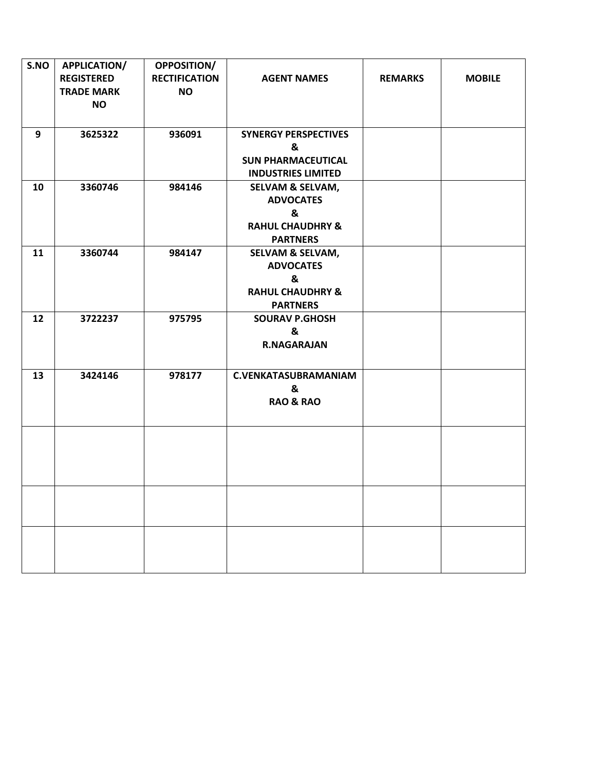| S.NO | APPLICATION/ REGISTERED TRADE MARK NO | OPPOSITION/ RECTIFICATION NO | AGENT NAMES | REMARKS | MOBILE |
|---|---|---|---|---|---|
| 9 | 3625322 | 936091 | SYNERGY PERSPECTIVES & SUN PHARMACEUTICAL INDUSTRIES LIMITED | | |
| 10 | 3360746 | 984146 | SELVAM & SELVAM, ADVOCATES & RAHUL CHAUDHRY & PARTNERS | | |
| 11 | 3360744 | 984147 | SELVAM & SELVAM, ADVOCATES & RAHUL CHAUDHRY & PARTNERS | | |
| 12 | 3722237 | 975795 | SOURAV P.GHOSH & R.NAGARAJAN | | |
| 13 | 3424146 | 978177 | C.VENKATASUBRAMANIAM & RAO & RAO | | |
| | | | | | |
| | | | | | |
| | | | | | |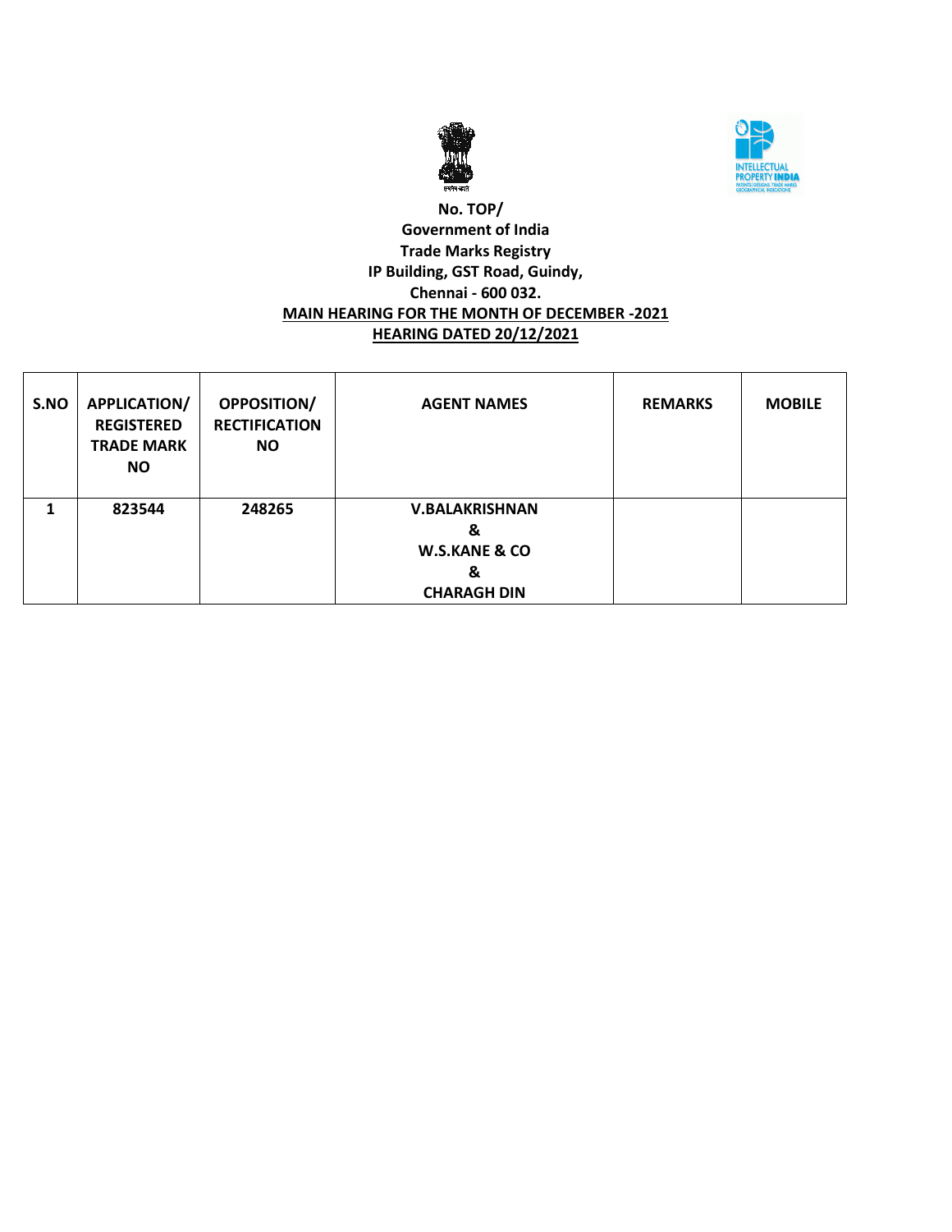**No. TOP/**
**Government of India**
**Trade Marks Registry**
**IP Building, GST Road, Guindy,**
**Chennai - 600 032.**
**MAIN HEARING FOR THE MONTH OF DECEMBER -2021**
**HEARING DATED 20/12/2021**

| S.NO | APPLICATION/ REGISTERED TRADE MARK NO | OPPOSITION/ RECTIFICATION NO | AGENT NAMES | REMARKS | MOBILE |
|---|---|---|---|---|---|
| 1 | 823544 | 248265 | V.BALAKRISHNAN & W.S.KANE & CO & CHARAGH DIN | | |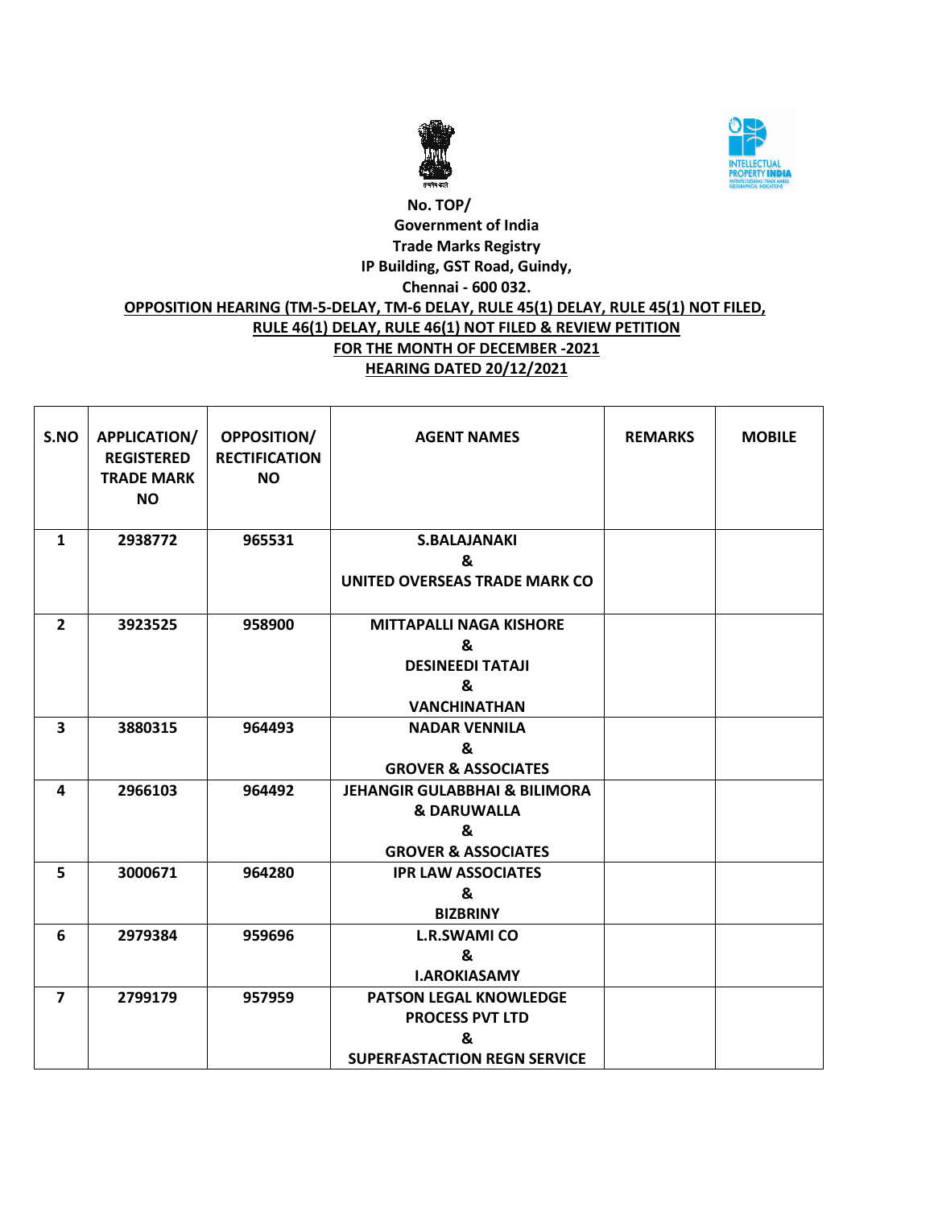No. TOP/

Government of India

Trade Marks Registry

IP Building, GST Road, Guindy,

Chennai - 600 032.

**OPPOSITION HEARING (TM-5-DELAY, TM-6 DELAY, RULE 45(1) DELAY, RULE 45(1) NOT FILED, RULE 46(1) DELAY, RULE 46(1) NOT FILED & REVIEW PETITION**

**FOR THE MONTH OF DECEMBER -2021**

**HEARING DATED 20/12/2021**

| S.NO | APPLICATION/ REGISTERED TRADE MARK NO | OPPOSITION/ RECTIFICATION NO | AGENT NAMES | REMARKS | MOBILE |
|---|---|---|---|---|---|
| 1 | 2938772 | 965531 | S.BALAJANAKI & UNITED OVERSEAS TRADE MARK CO | | |
| 2 | 3923525 | 958900 | MITTAPALLI NAGA KISHORE & DESINEEDI TATAJI & VANCHINATHAN | | |
| 3 | 3880315 | 964493 | NADAR VENNILA & GROVER & ASSOCIATES | | |
| 4 | 2966103 | 964492 | JEHANGIR GULABBHAI & BILIMORA & DARUWALLA & GROVER & ASSOCIATES | | |
| 5 | 3000671 | 964280 | IPR LAW ASSOCIATES & BIZBRINY | | |
| 6 | 2979384 | 959696 | L.R.SWAMI CO & I.AROKIASAMY | | |
| 7 | 2799179 | 957959 | PATSON LEGAL KNOWLEDGE PROCESS PVT LTD & SUPERFASTACTION REGN SERVICE | | |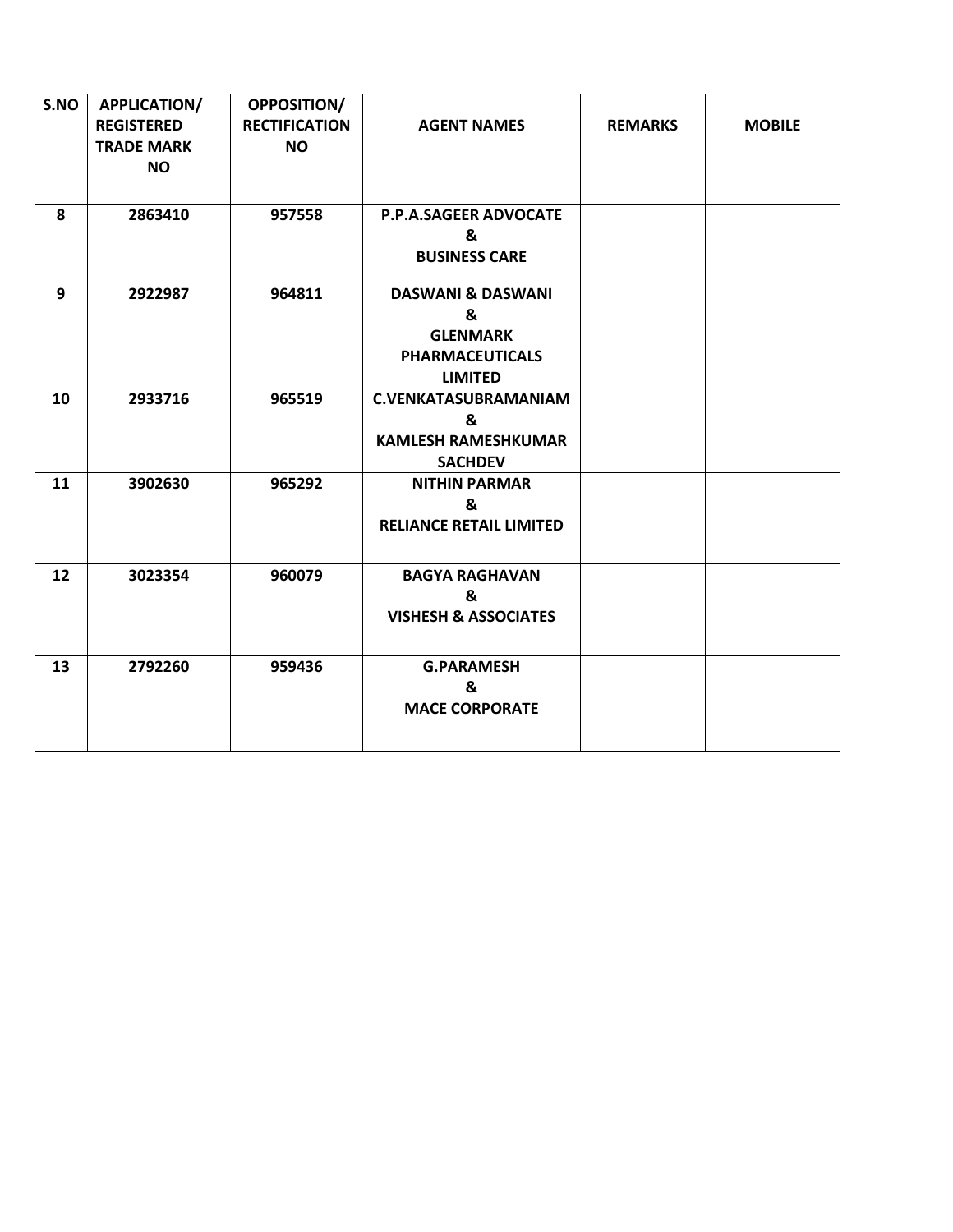| S.NO | APPLICATION/ REGISTERED TRADE MARK NO | OPPOSITION/ RECTIFICATION NO | AGENT NAMES | REMARKS | MOBILE |
|---|---|---|---|---|---|
| 8 | 2863410 | 957558 | P.P.A.SAGEER ADVOCATE & BUSINESS CARE | | |
| 9 | 2922987 | 964811 | DASWANI & DASWANI & GLENMARK PHARMACEUTICALS LIMITED | | |
| 10 | 2933716 | 965519 | C.VENKATASUBRAMANIAM & KAMLESH RAMESHKUMAR SACHDEV | | |
| 11 | 3902630 | 965292 | NITHIN PARMAR & RELIANCE RETAIL LIMITED | | |
| 12 | 3023354 | 960079 | BAGYA RAGHAVAN & VISHESH & ASSOCIATES | | |
| 13 | 2792260 | 959436 | G.PARAMESH & MACE CORPORATE | | |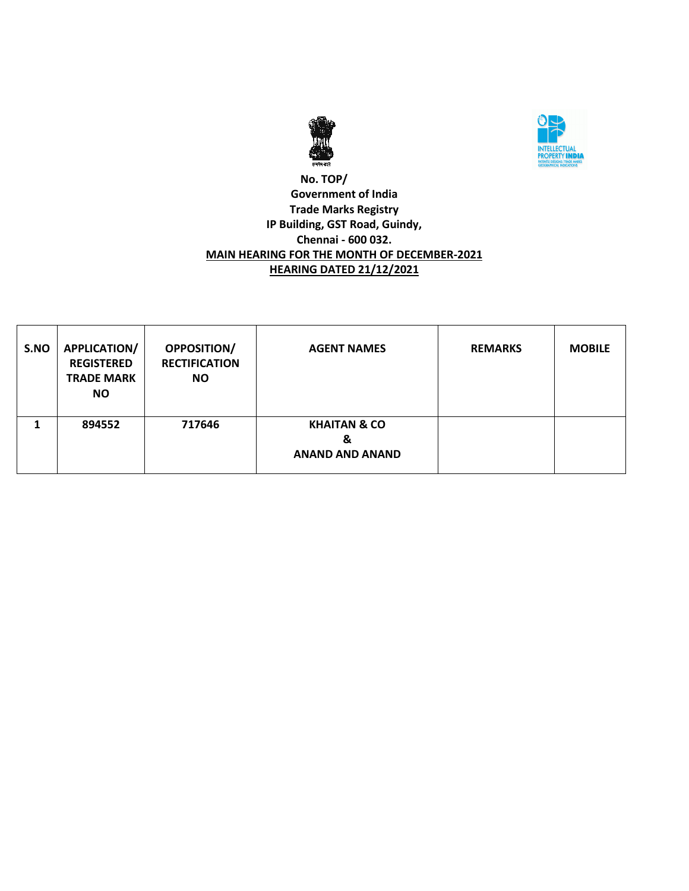**No. TOP/**
**Government of India**
**Trade Marks Registry**
**IP Building, GST Road, Guindy,**
**Chennai - 600 032.**

**MAIN HEARING FOR THE MONTH OF DECEMBER-2021**

**HEARING DATED 21/12/2021**

| S.NO | APPLICATION/ REGISTERED TRADE MARK NO | OPPOSITION/ RECTIFICATION NO | AGENT NAMES | REMARKS | MOBILE |
|---|---|---|---|---|---|
| 1 | 894552 | 717646 | KHAITAN & CO & ANAND AND ANAND | | |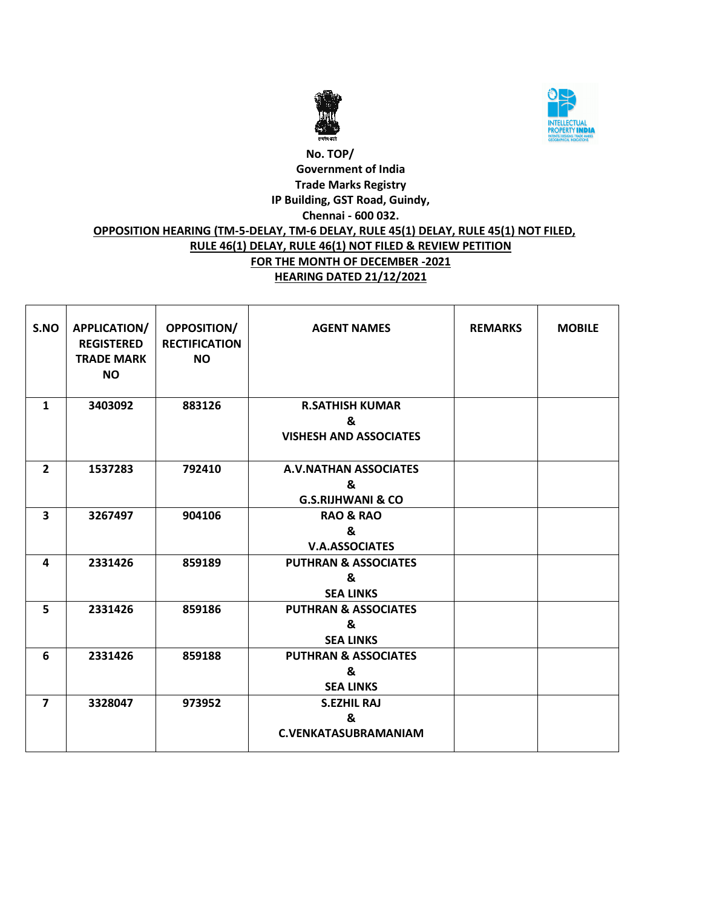No. TOP/

**Government of India**

**Trade Marks Registry**

**IP Building, GST Road, Guindy,**

**Chennai - 600 032.**

**OPPOSITION HEARING (TM-5-DELAY, TM-6 DELAY, RULE 45(1) DELAY, RULE 45(1) NOT FILED, RULE 46(1) DELAY, RULE 46(1) NOT FILED & REVIEW PETITION**

**FOR THE MONTH OF DECEMBER -2021**

**HEARING DATED 21/12/2021**

| S.NO | APPLICATION/ REGISTERED TRADE MARK NO | OPPOSITION/ RECTIFICATION NO | AGENT NAMES | REMARKS | MOBILE |
|---|---|---|---|---|---|
| 1 | 3403092 | 883126 | R.SATHISH KUMAR & VISHESH AND ASSOCIATES | | |
| 2 | 1537283 | 792410 | A.V.NATHAN ASSOCIATES & G.S.RIJHWANI & CO | | |
| 3 | 3267497 | 904106 | RAO & RAO & V.A.ASSOCIATES | | |
| 4 | 2331426 | 859189 | PUTHRAN & ASSOCIATES & SEA LINKS | | |
| 5 | 2331426 | 859186 | PUTHRAN & ASSOCIATES & SEA LINKS | | |
| 6 | 2331426 | 859188 | PUTHRAN & ASSOCIATES & SEA LINKS | | |
| 7 | 3328047 | 973952 | S.EZHIL RAJ & C.VENKATASUBRAMANIAM | | |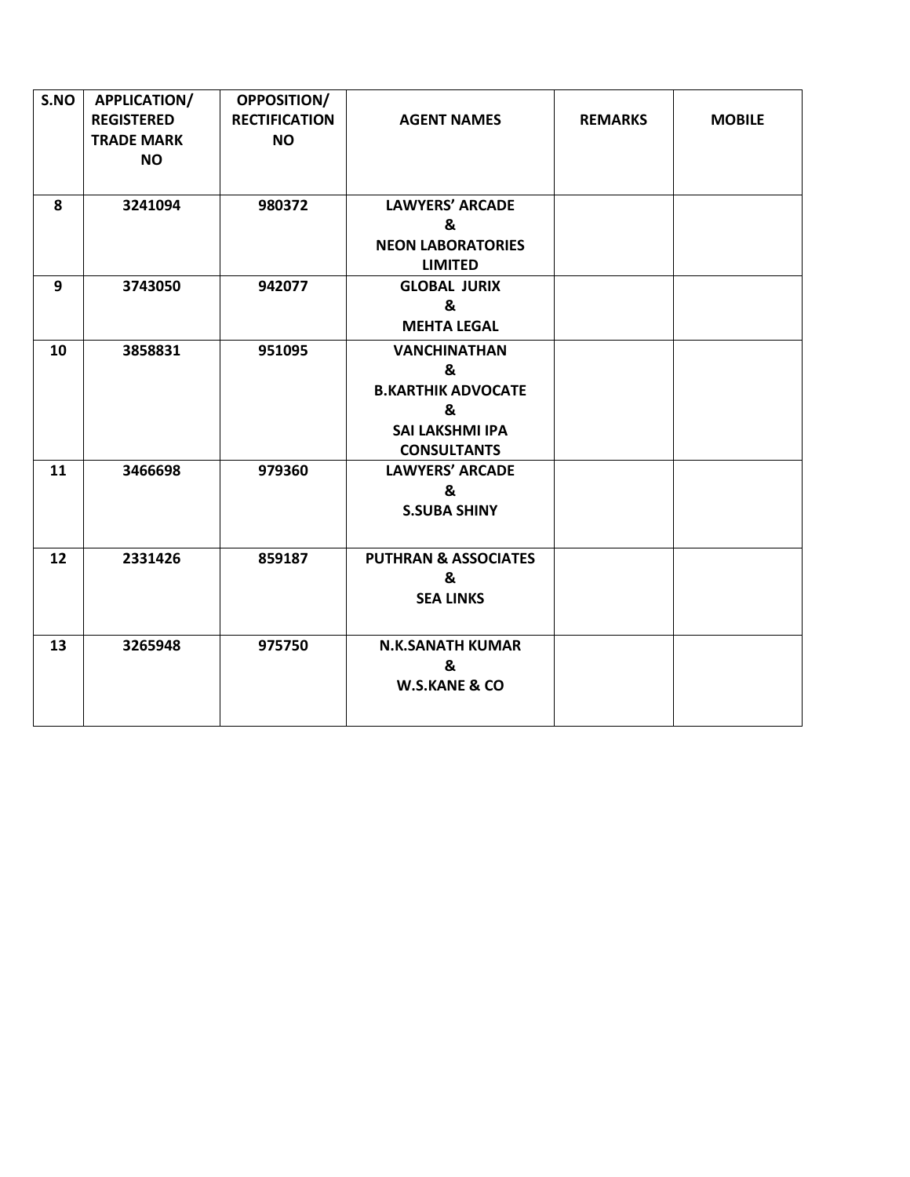| S.NO | APPLICATION/ REGISTERED TRADE MARK NO | OPPOSITION/ RECTIFICATION NO | AGENT NAMES | REMARKS | MOBILE |
|---|---|---|---|---|---|
| 8 | 3241094 | 980372 | LAWYERS' ARCADE & NEON LABORATORIES LIMITED | | |
| 9 | 3743050 | 942077 | GLOBAL JURIX & MEHTA LEGAL | | |
| 10 | 3858831 | 951095 | VANCHINATHAN & B.KARTHIK ADVOCATE & SAI LAKSHMI IPA CONSULTANTS | | |
| 11 | 3466698 | 979360 | LAWYERS' ARCADE & S.SUBA SHINY | | |
| 12 | 2331426 | 859187 | PUTHRAN & ASSOCIATES & SEA LINKS | | |
| 13 | 3265948 | 975750 | N.K.SANATH KUMAR & W.S.KANE & CO | | |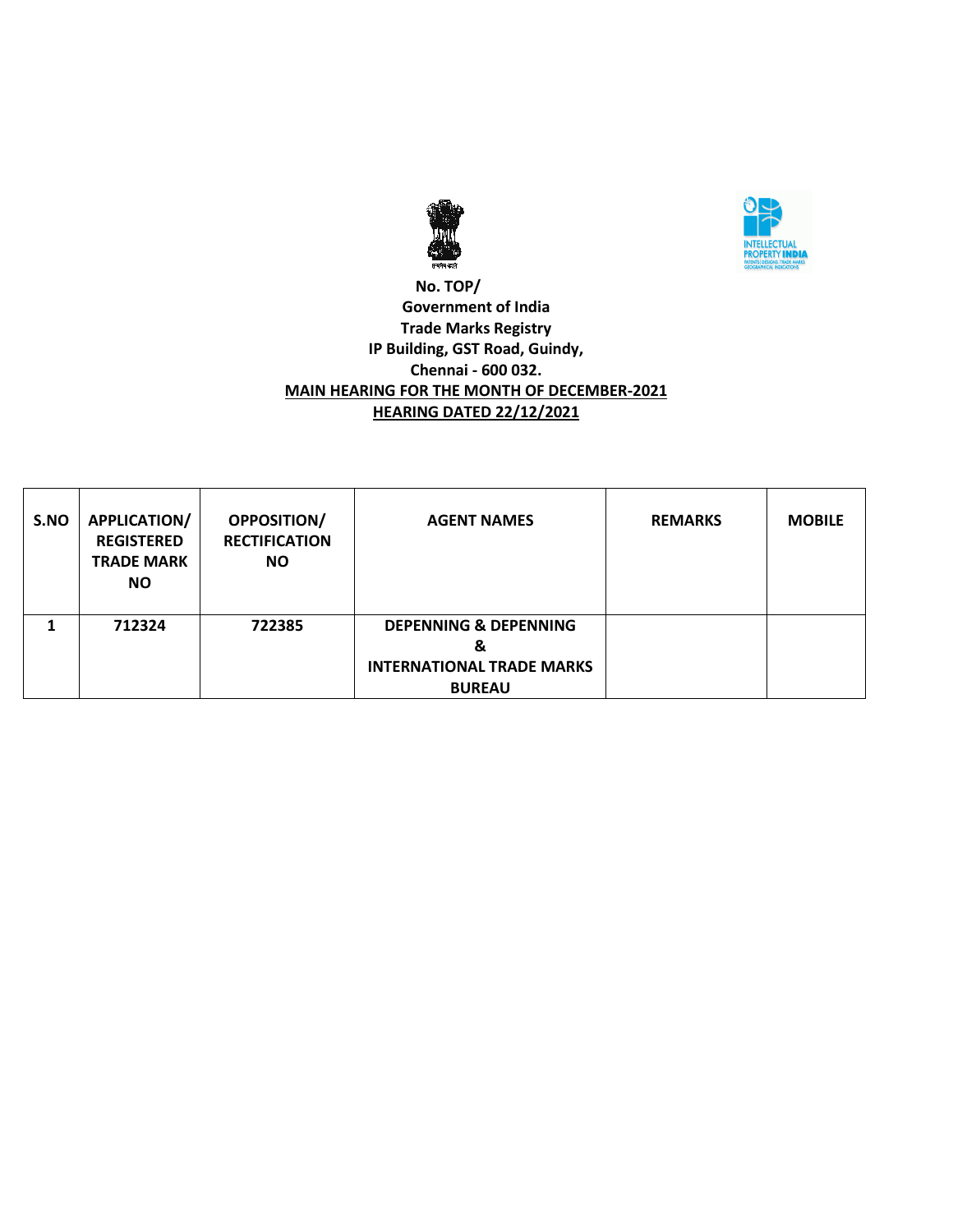No. TOP/

**Government of India**

**Trade Marks Registry**

**IP Building, GST Road, Guindy,**

**Chennai - 600 032.**

**MAIN HEARING FOR THE MONTH OF DECEMBER-2021**

**HEARING DATED 22/12/2021**

| S.NO | APPLICATION/ REGISTERED TRADE MARK NO | OPPOSITION/ RECTIFICATION NO | AGENT NAMES | REMARKS | MOBILE |
|---|---|---|---|---|---|
| 1 | 712324 | 722385 | DEPENNING & DEPENNING & INTERNATIONAL TRADE MARKS BUREAU | | |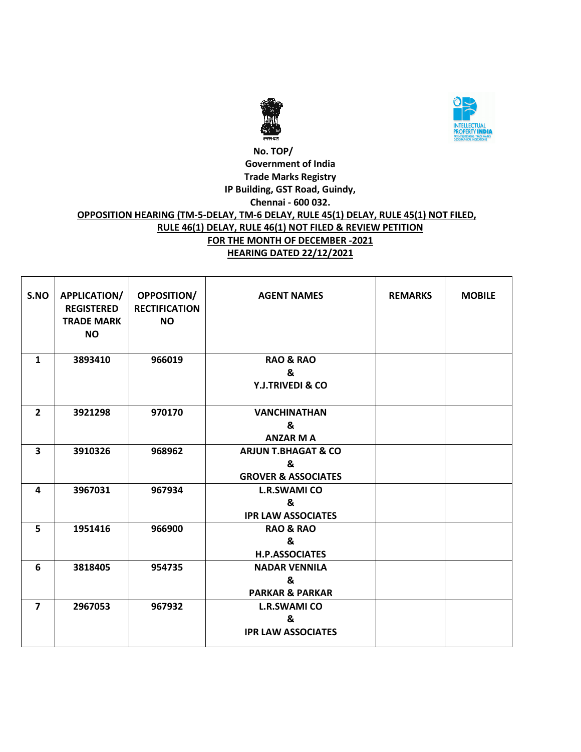**No. TOP/**

**Government of India**

**Trade Marks Registry**

**IP Building, GST Road, Guindy,**

**Chennai - 600 032.**

**OPPOSITION HEARING (TM-5-DELAY, TM-6 DELAY, RULE 45(1) DELAY, RULE 45(1) NOT FILED, RULE 46(1) DELAY, RULE 46(1) NOT FILED & REVIEW PETITION**

**FOR THE MONTH OF DECEMBER -2021**

**HEARING DATED 22/12/2021**

| S.NO | APPLICATION/ REGISTERED TRADE MARK NO | OPPOSITION/ RECTIFICATION NO | AGENT NAMES | REMARKS | MOBILE |
|---|---|---|---|---|---|
| 1 | 3893410 | 966019 | RAO & RAO & Y.J.TRIVEDI & CO | | |
| 2 | 3921298 | 970170 | VANCHINATHAN & ANZAR M A | | |
| 3 | 3910326 | 968962 | ARJUN T.BHAGAT & CO & GROVER & ASSOCIATES | | |
| 4 | 3967031 | 967934 | L.R.SWAMI CO & IPR LAW ASSOCIATES | | |
| 5 | 1951416 | 966900 | RAO & RAO & H.P.ASSOCIATES | | |
| 6 | 3818405 | 954735 | NADAR VENNILA & PARKAR & PARKAR | | |
| 7 | 2967053 | 967932 | L.R.SWAMI CO & IPR LAW ASSOCIATES | | |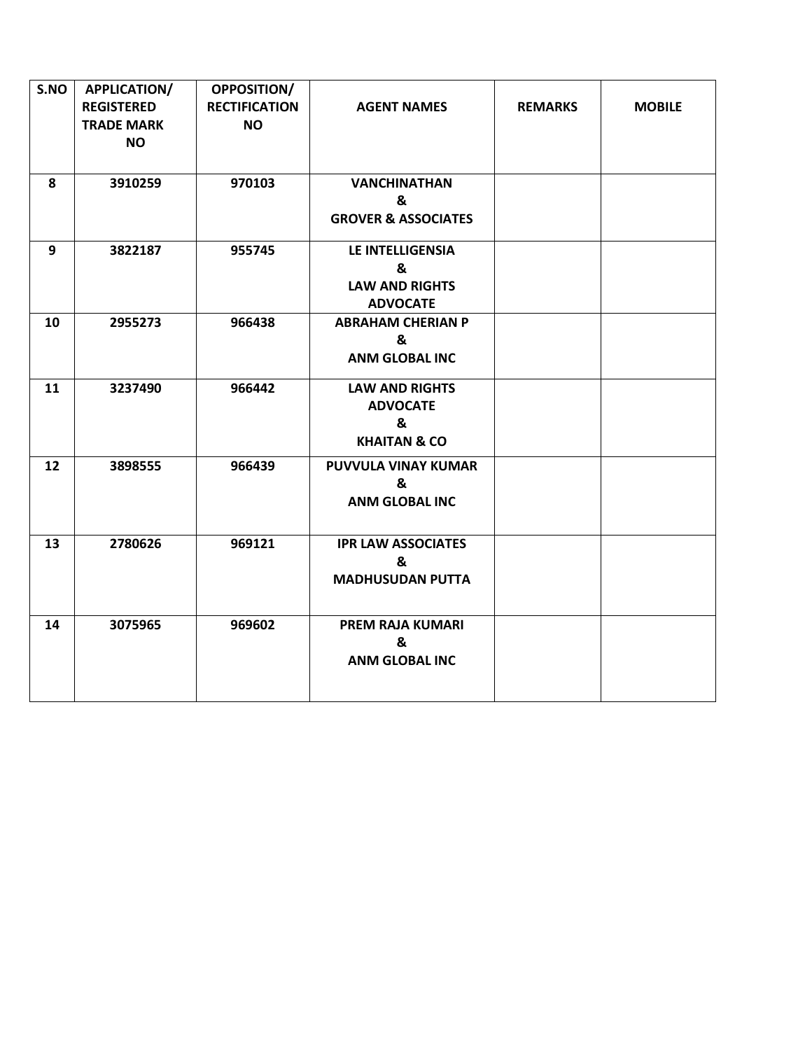| S.NO | APPLICATION/ REGISTERED TRADE MARK NO | OPPOSITION/ RECTIFICATION NO | AGENT NAMES | REMARKS | MOBILE |
|---|---|---|---|---|---|
| 8 | 3910259 | 970103 | VANCHINATHAN & GROVER & ASSOCIATES | | |
| 9 | 3822187 | 955745 | LE INTELLIGENSIA & LAW AND RIGHTS ADVOCATE | | |
| 10 | 2955273 | 966438 | ABRAHAM CHERIAN P & ANM GLOBAL INC | | |
| 11 | 3237490 | 966442 | LAW AND RIGHTS ADVOCATE & KHAITAN & CO | | |
| 12 | 3898555 | 966439 | PUVVULA VINAY KUMAR & ANM GLOBAL INC | | |
| 13 | 2780626 | 969121 | IPR LAW ASSOCIATES & MADHUSUDAN PUTTA | | |
| 14 | 3075965 | 969602 | PREM RAJA KUMARI & ANM GLOBAL INC | | |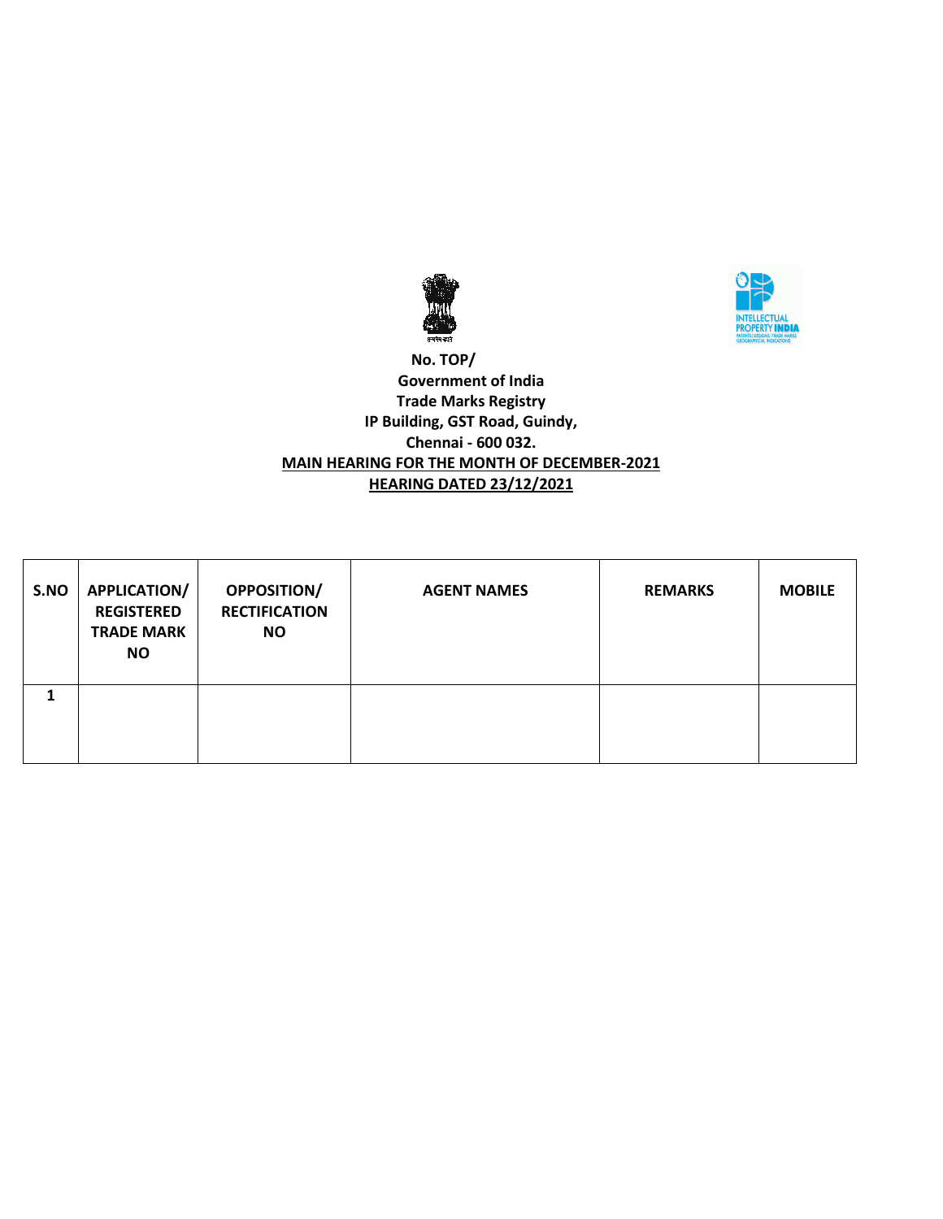**No. TOP/**

**Government of India**

**Trade Marks Registry**

**IP Building, GST Road, Guindy,**

**Chennai - 600 032.**

**MAIN HEARING FOR THE MONTH OF DECEMBER-2021**

**HEARING DATED 23/12/2021**

| S.NO | APPLICATION/ REGISTERED TRADE MARK NO | OPPOSITION/ RECTIFICATION NO | AGENT NAMES | REMARKS | MOBILE |
|---|---|---|---|---|---|
| 1 | | | | | |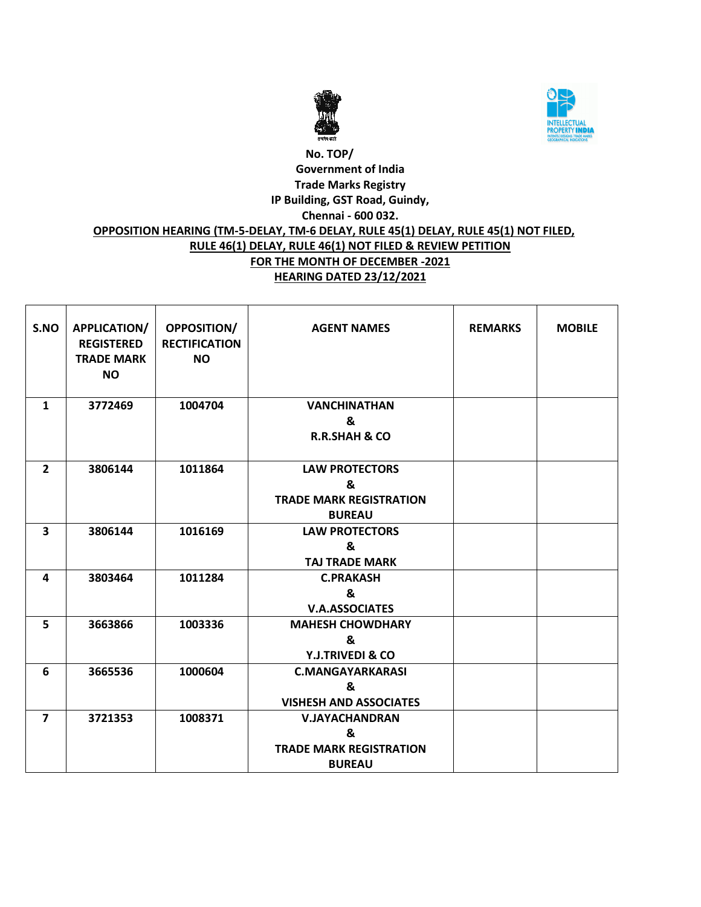No. TOP/
Government of India
Trade Marks Registry
IP Building, GST Road, Guindy,
Chennai - 600 032.

**OPPOSITION HEARING (TM-5-DELAY, TM-6 DELAY, RULE 45(1) DELAY, RULE 45(1) NOT FILED, RULE 46(1) DELAY, RULE 46(1) NOT FILED & REVIEW PETITION**
**FOR THE MONTH OF DECEMBER -2021**
**HEARING DATED 23/12/2021**

| S.NO | APPLICATION/ REGISTERED TRADE MARK NO | OPPOSITION/ RECTIFICATION NO | AGENT NAMES | REMARKS | MOBILE |
|---|---|---|---|---|---|
| 1 | 3772469 | 1004704 | VANCHINATHAN & R.R.SHAH & CO | | |
| 2 | 3806144 | 1011864 | LAW PROTECTORS & TRADE MARK REGISTRATION BUREAU | | |
| 3 | 3806144 | 1016169 | LAW PROTECTORS & TAJ TRADE MARK | | |
| 4 | 3803464 | 1011284 | C.PRAKASH & V.A.ASSOCIATES | | |
| 5 | 3663866 | 1003336 | MAHESH CHOWDHARY & Y.J.TRIVEDI & CO | | |
| 6 | 3665536 | 1000604 | C.MANGAYARKARASI & VISHESH AND ASSOCIATES | | |
| 7 | 3721353 | 1008371 | V.JAYACHANDRAN & TRADE MARK REGISTRATION BUREAU | | |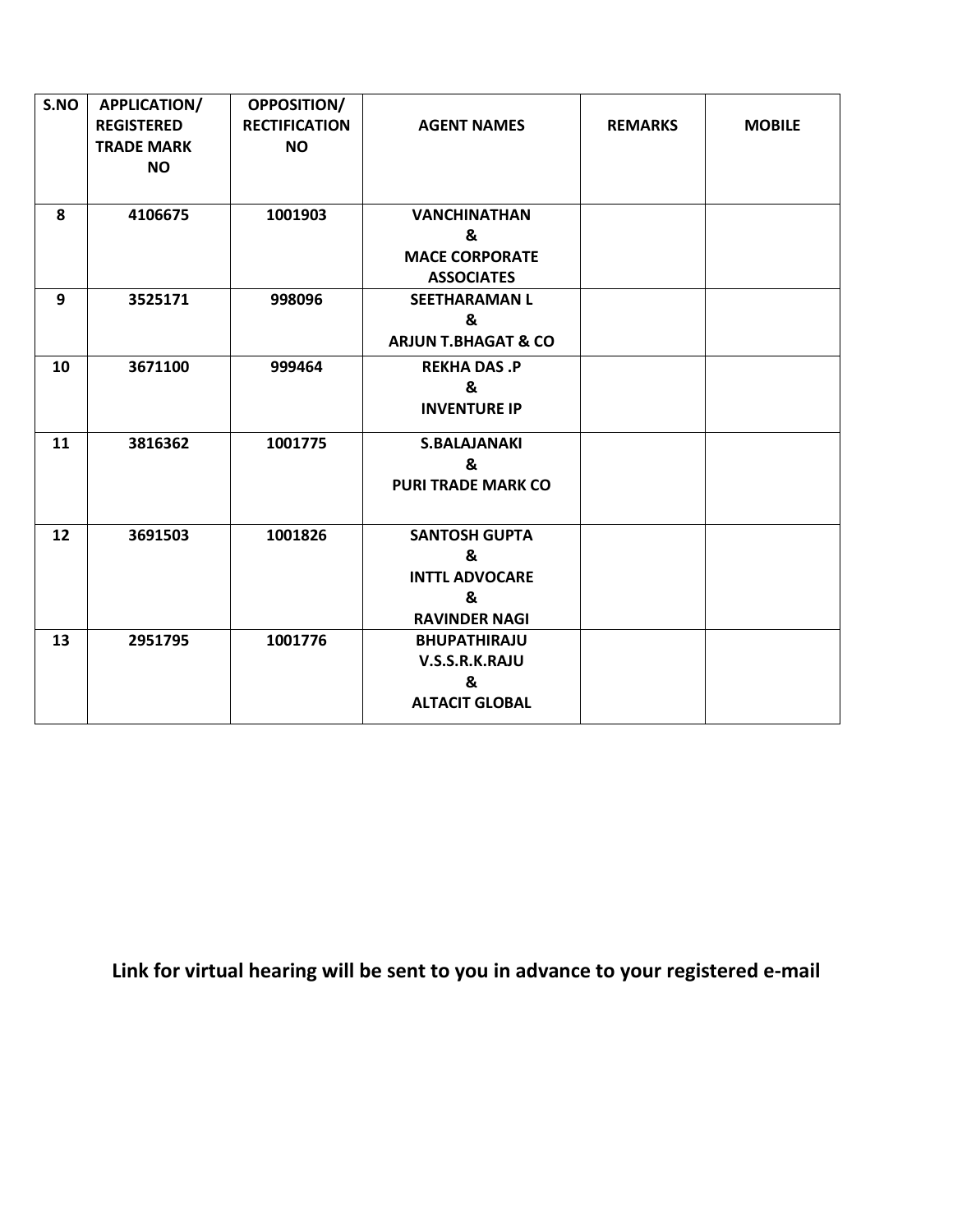| S.NO | APPLICATION/ REGISTERED TRADE MARK NO | OPPOSITION/ RECTIFICATION NO | AGENT NAMES | REMARKS | MOBILE |
|---|---|---|---|---|---|
| 8 | 4106675 | 1001903 | VANCHINATHAN & MACE CORPORATE ASSOCIATES | | |
| 9 | 3525171 | 998096 | SEETHARAMAN L & ARJUN T.BHAGAT & CO | | |
| 10 | 3671100 | 999464 | REKHA DAS .P & INVENTURE IP | | |
| 11 | 3816362 | 1001775 | S.BALAJANAKI & PURI TRADE MARK CO | | |
| 12 | 3691503 | 1001826 | SANTOSH GUPTA & INTTL ADVOCARE & RAVINDER NAGI | | |
| 13 | 2951795 | 1001776 | BHUPATHIRAJU V.S.S.R.K.RAJU & ALTACIT GLOBAL | | |

**Link for virtual hearing will be sent to you in advance to your registered e-mail**